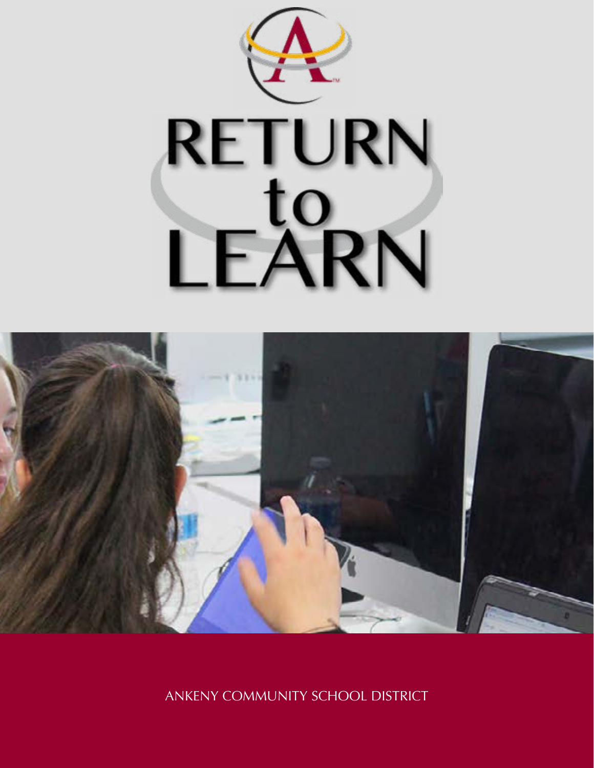# RETURN to LEARN

ANKENY COMMUNITY SCHOOL DISTRICT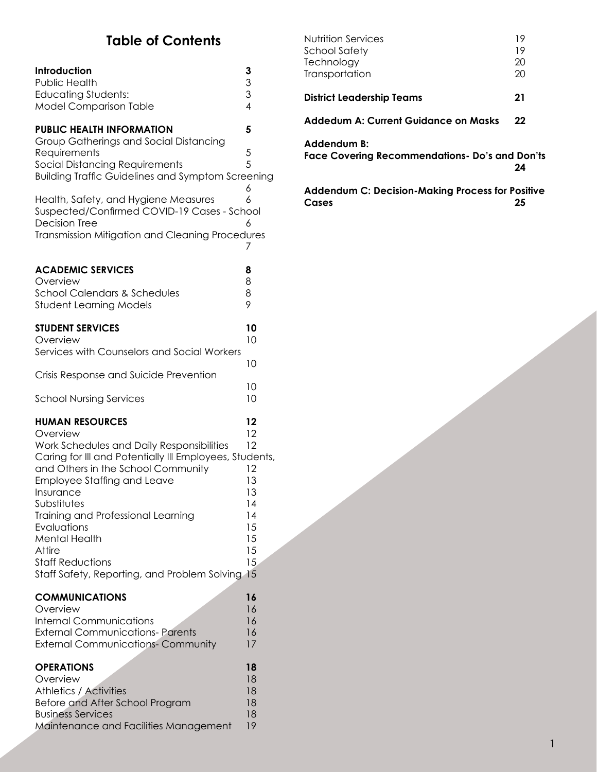# Table of Contents

| | |
|---|---|
| **Introduction** | **3** |
| Public Health | 3 |
| Educating Students: | 3 |
| Model Comparison Table | 4 |
| **PUBLIC HEALTH INFORMATION** | **5** |
| Group Gatherings and Social Distancing Requirements | 5 |
| Social Distancing Requirements | 5 |
| Building Traffic Guidelines and Symptom Screening | 6 |
| Health, Safety, and Hygiene Measures | 6 |
| Suspected/Confirmed COVID-19 Cases - School Decision Tree | 6 |
| Transmission Mitigation and Cleaning Procedures | 7 |
| **ACADEMIC SERVICES** | **8** |
| Overview | 8 |
| School Calendars & Schedules | 8 |
| Student Learning Models | 9 |
| **STUDENT SERVICES** | **10** |
| Overview | 10 |
| Services with Counselors and Social Workers | 10 |
| Crisis Response and Suicide Prevention | 10 |
| School Nursing Services | 10 |
| **HUMAN RESOURCES** | **12** |
| Overview | 12 |
| Work Schedules and Daily Responsibilities | 12 |
| Caring for Ill and Potentially Ill Employees, Students, and Others in the School Community | 12 |
| Employee Staffing and Leave | 13 |
| Insurance | 13 |
| Substitutes | 14 |
| Training and Professional Learning | 14 |
| Evaluations | 15 |
| Mental Health | 15 |
| Attire | 15 |
| Staff Reductions | 15 |
| Staff Safety, Reporting, and Problem Solving | 15 |
| **COMMUNICATIONS** | **16** |
| Overview | 16 |
| Internal Communications | 16 |
| External Communications- Parents | 16 |
| External Communications- Community | 17 |
| **OPERATIONS** | **18** |
| Overview | 18 |
| Athletics / Activities | 18 |
| Before and After School Program | 18 |
| Business Services | 18 |
| Maintenance and Facilities Management | 19 |
| Nutrition Services | 19 |
| School Safety | 19 |
| Technology | 20 |
| Transportation | 20 |
| **District Leadership Teams** | **21** |
| **Addedum A: Current Guidance on Masks** | **22** |
| **Addendum B: Face Covering Recommendations- Do's and Don'ts** | **24** |
| **Addendum C: Decision-Making Process for Positive Cases** | **25** |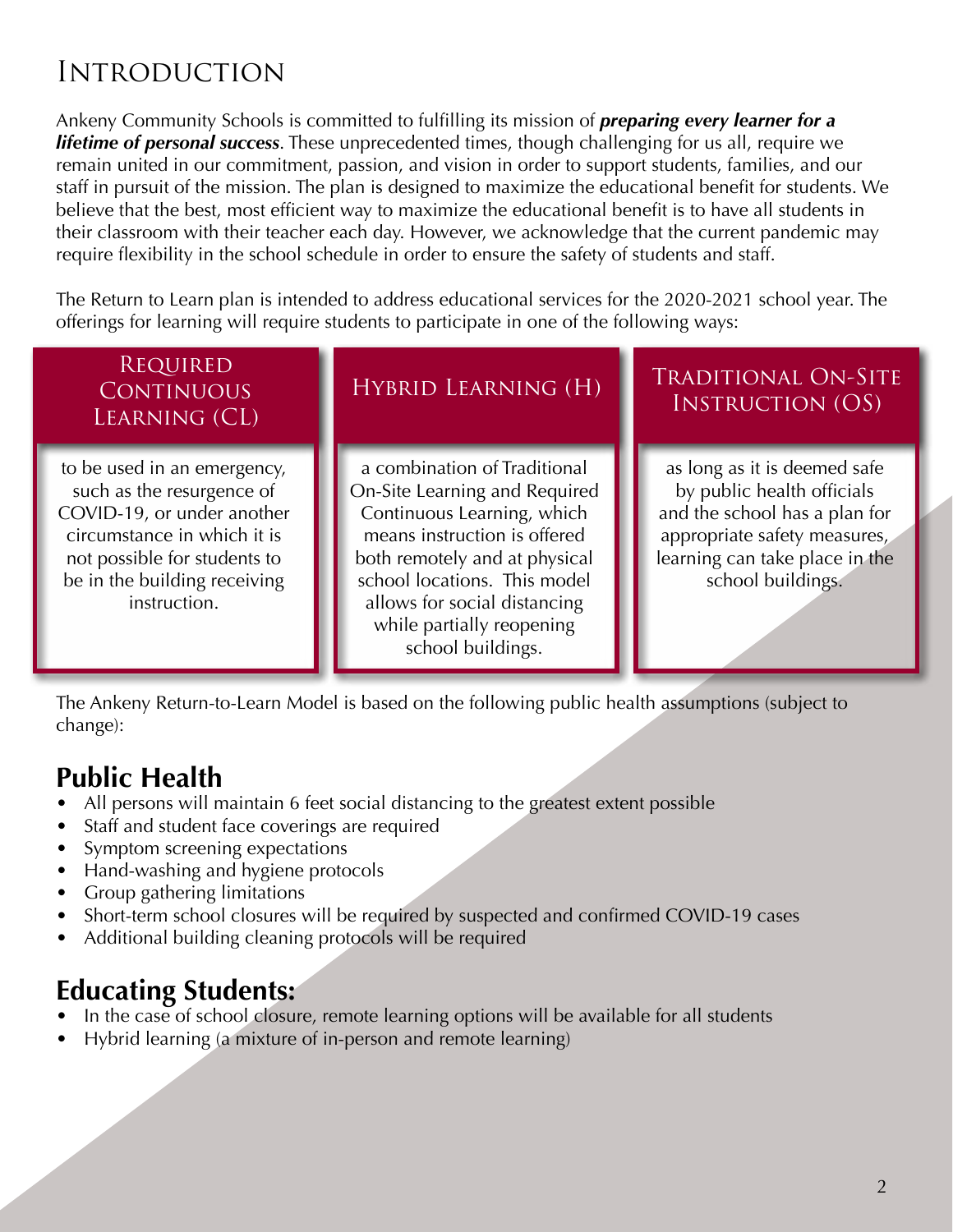# Introduction

Ankeny Community Schools is committed to fulfilling its mission of ***preparing every learner for a lifetime of personal success***. These unprecedented times, though challenging for us all, require we remain united in our commitment, passion, and vision in order to support students, families, and our staff in pursuit of the mission. The plan is designed to maximize the educational benefit for students. We believe that the best, most efficient way to maximize the educational benefit is to have all students in their classroom with their teacher each day. However, we acknowledge that the current pandemic may require flexibility in the school schedule in order to ensure the safety of students and staff.

The Return to Learn plan is intended to address educational services for the 2020-2021 school year. The offerings for learning will require students to participate in one of the following ways:

| Required Continuous Learning (CL) | Hybrid Learning (H) | Traditional On-Site Instruction (OS) |
| --- | --- | --- |
| to be used in an emergency, such as the resurgence of COVID-19, or under another circumstance in which it is not possible for students to be in the building receiving instruction. | a combination of Traditional On-Site Learning and Required Continuous Learning, which means instruction is offered both remotely and at physical school locations. This model allows for social distancing while partially reopening school buildings. | as long as it is deemed safe by public health officials and the school has a plan for appropriate safety measures, learning can take place in the school buildings. |

The Ankeny Return-to-Learn Model is based on the following public health assumptions (subject to change):

## Public Health

- All persons will maintain 6 feet social distancing to the greatest extent possible
- Staff and student face coverings are required
- Symptom screening expectations
- Hand-washing and hygiene protocols
- Group gathering limitations
- Short-term school closures will be required by suspected and confirmed COVID-19 cases
- Additional building cleaning protocols will be required

## Educating Students:

- In the case of school closure, remote learning options will be available for all students
- Hybrid learning (a mixture of in-person and remote learning)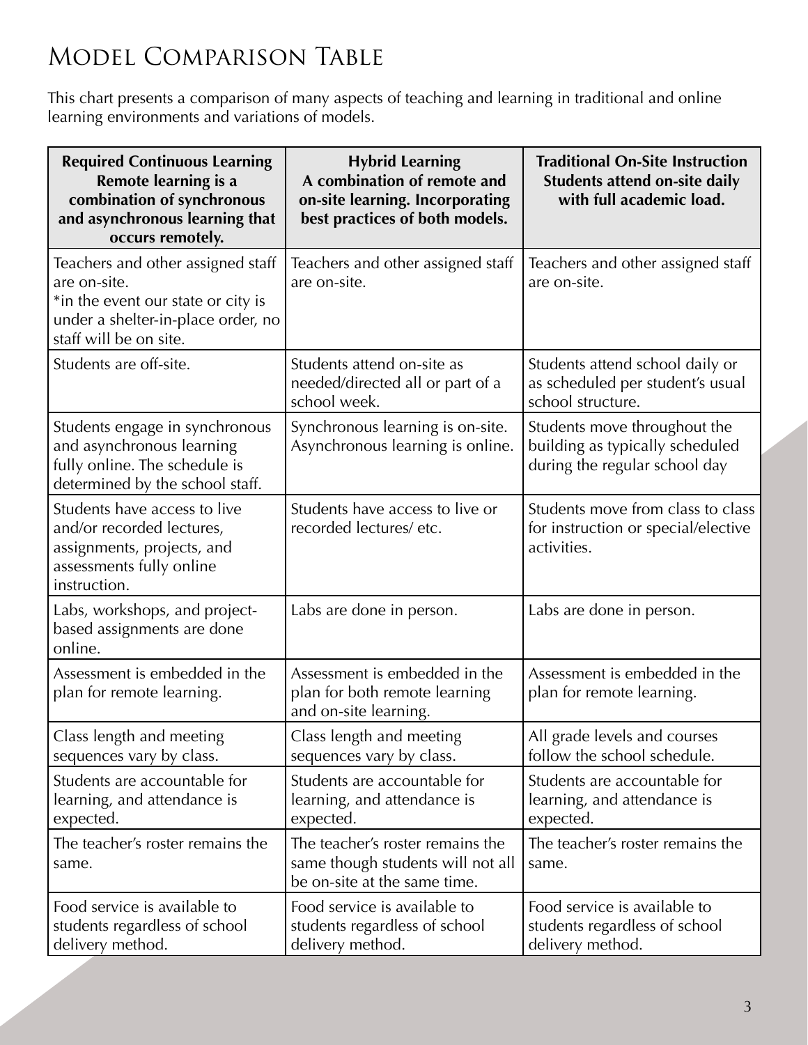# Model Comparison Table

This chart presents a comparison of many aspects of teaching and learning in traditional and online learning environments and variations of models.

| **Required Continuous Learning** **Remote learning is a combination of synchronous and asynchronous learning that occurs remotely.** | **Hybrid Learning** **A combination of remote and on-site learning. Incorporating best practices of both models.** | **Traditional On-Site Instruction** **Students attend on-site daily with full academic load.** |
|---|---|---|
| Teachers and other assigned staff are on-site. *in the event our state or city is under a shelter-in-place order, no staff will be on site. | Teachers and other assigned staff are on-site. | Teachers and other assigned staff are on-site. |
| Students are off-site. | Students attend on-site as needed/directed all or part of a school week. | Students attend school daily or as scheduled per student's usual school structure. |
| Students engage in synchronous and asynchronous learning fully online. The schedule is determined by the school staff. | Synchronous learning is on-site. Asynchronous learning is online. | Students move throughout the building as typically scheduled during the regular school day |
| Students have access to live and/or recorded lectures, assignments, projects, and assessments fully online instruction. | Students have access to live or recorded lectures/ etc. | Students move from class to class for instruction or special/elective activities. |
| Labs, workshops, and project-based assignments are done online. | Labs are done in person. | Labs are done in person. |
| Assessment is embedded in the plan for remote learning. | Assessment is embedded in the plan for both remote learning and on-site learning. | Assessment is embedded in the plan for remote learning. |
| Class length and meeting sequences vary by class. | Class length and meeting sequences vary by class. | All grade levels and courses follow the school schedule. |
| Students are accountable for learning, and attendance is expected. | Students are accountable for learning, and attendance is expected. | Students are accountable for learning, and attendance is expected. |
| The teacher's roster remains the same. | The teacher's roster remains the same though students will not all be on-site at the same time. | The teacher's roster remains the same. |
| Food service is available to students regardless of school delivery method. | Food service is available to students regardless of school delivery method. | Food service is available to students regardless of school delivery method. |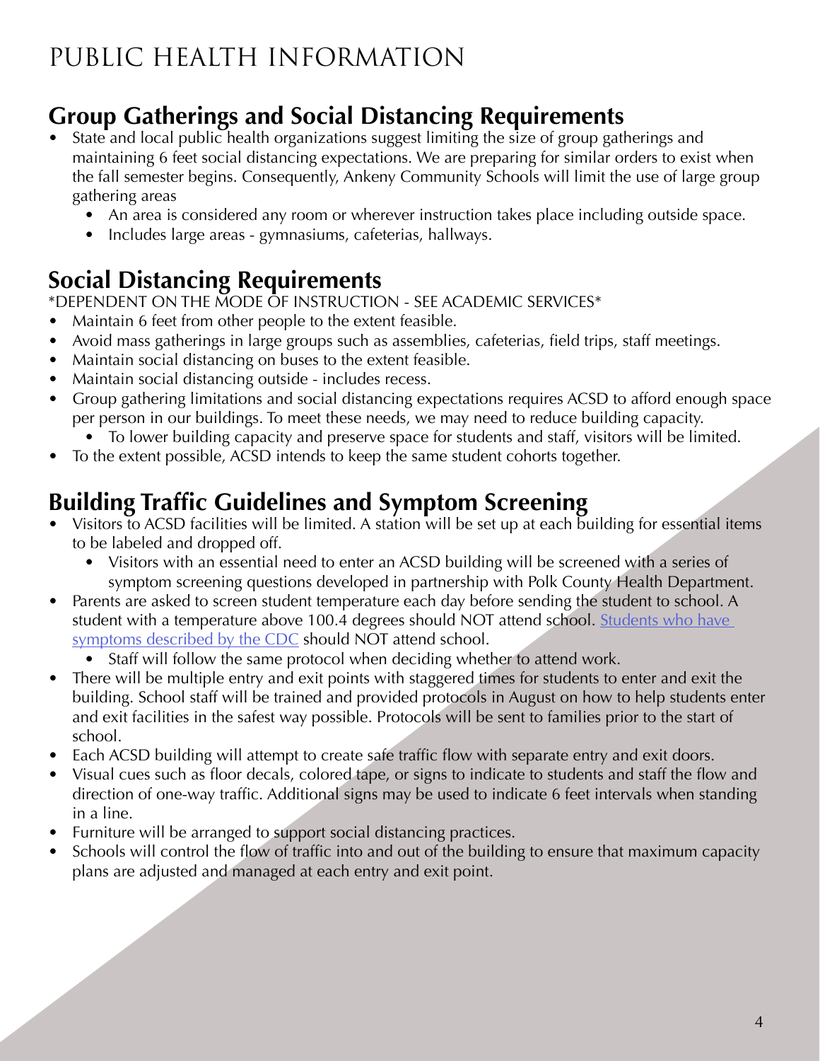# PUBLIC HEALTH INFORMATION

## Group Gatherings and Social Distancing Requirements

- State and local public health organizations suggest limiting the size of group gatherings and maintaining 6 feet social distancing expectations. We are preparing for similar orders to exist when the fall semester begins. Consequently, Ankeny Community Schools will limit the use of large group gathering areas
  - An area is considered any room or wherever instruction takes place including outside space.
  - Includes large areas - gymnasiums, cafeterias, hallways.

## Social Distancing Requirements

*DEPENDENT ON THE MODE OF INSTRUCTION - SEE ACADEMIC SERVICES*

- Maintain 6 feet from other people to the extent feasible.
- Avoid mass gatherings in large groups such as assemblies, cafeterias, field trips, staff meetings.
- Maintain social distancing on buses to the extent feasible.
- Maintain social distancing outside - includes recess.
- Group gathering limitations and social distancing expectations requires ACSD to afford enough space per person in our buildings. To meet these needs, we may need to reduce building capacity.
  - To lower building capacity and preserve space for students and staff, visitors will be limited.
- To the extent possible, ACSD intends to keep the same student cohorts together.

## Building Traffic Guidelines and Symptom Screening

- Visitors to ACSD facilities will be limited. A station will be set up at each building for essential items to be labeled and dropped off.
  - Visitors with an essential need to enter an ACSD building will be screened with a series of symptom screening questions developed in partnership with Polk County Health Department.
- Parents are asked to screen student temperature each day before sending the student to school. A student with a temperature above 100.4 degrees should NOT attend school. Students who have symptoms described by the CDC should NOT attend school.
  - Staff will follow the same protocol when deciding whether to attend work.
- There will be multiple entry and exit points with staggered times for students to enter and exit the building. School staff will be trained and provided protocols in August on how to help students enter and exit facilities in the safest way possible. Protocols will be sent to families prior to the start of school.
- Each ACSD building will attempt to create safe traffic flow with separate entry and exit doors.
- Visual cues such as floor decals, colored tape, or signs to indicate to students and staff the flow and direction of one-way traffic. Additional signs may be used to indicate 6 feet intervals when standing in a line.
- Furniture will be arranged to support social distancing practices.
- Schools will control the flow of traffic into and out of the building to ensure that maximum capacity plans are adjusted and managed at each entry and exit point.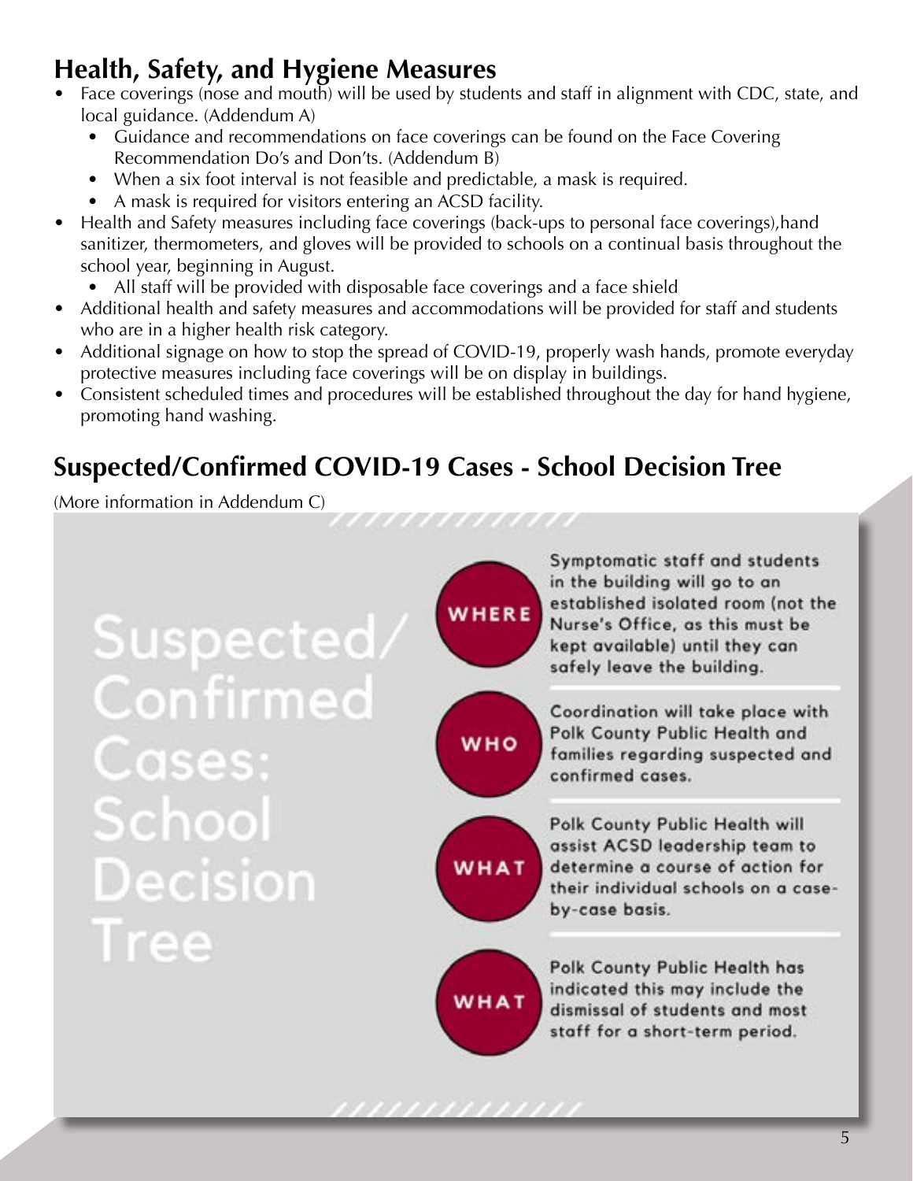## Health, Safety, and Hygiene Measures

- Face coverings (nose and mouth) will be used by students and staff in alignment with CDC, state, and local guidance. (Addendum A)
  - Guidance and recommendations on face coverings can be found on the Face Covering Recommendation Do's and Don'ts. (Addendum B)
  - When a six foot interval is not feasible and predictable, a mask is required.
  - A mask is required for visitors entering an ACSD facility.
- Health and Safety measures including face coverings (back-ups to personal face coverings),hand sanitizer, thermometers, and gloves will be provided to schools on a continual basis throughout the school year, beginning in August.
  - All staff will be provided with disposable face coverings and a face shield
- Additional health and safety measures and accommodations will be provided for staff and students who are in a higher health risk category.
- Additional signage on how to stop the spread of COVID-19, properly wash hands, promote everyday protective measures including face coverings will be on display in buildings.
- Consistent scheduled times and procedures will be established throughout the day for hand hygiene, promoting hand washing.

## Suspected/Confirmed COVID-19 Cases - School Decision Tree

(More information in Addendum C)

### Suspected/Confirmed Cases: School Decision Tree

**WHERE** — Symptomatic staff and students in the building will go to an established isolated room (not the Nurse's Office, as this must be kept available) until they can safely leave the building.

**WHO** — Coordination will take place with Polk County Public Health and families regarding suspected and confirmed cases.

**WHAT** — Polk County Public Health will assist ACSD leadership team to determine a course of action for their individual schools on a case-by-case basis.

**WHAT** — Polk County Public Health has indicated this may include the dismissal of students and most staff for a short-term period.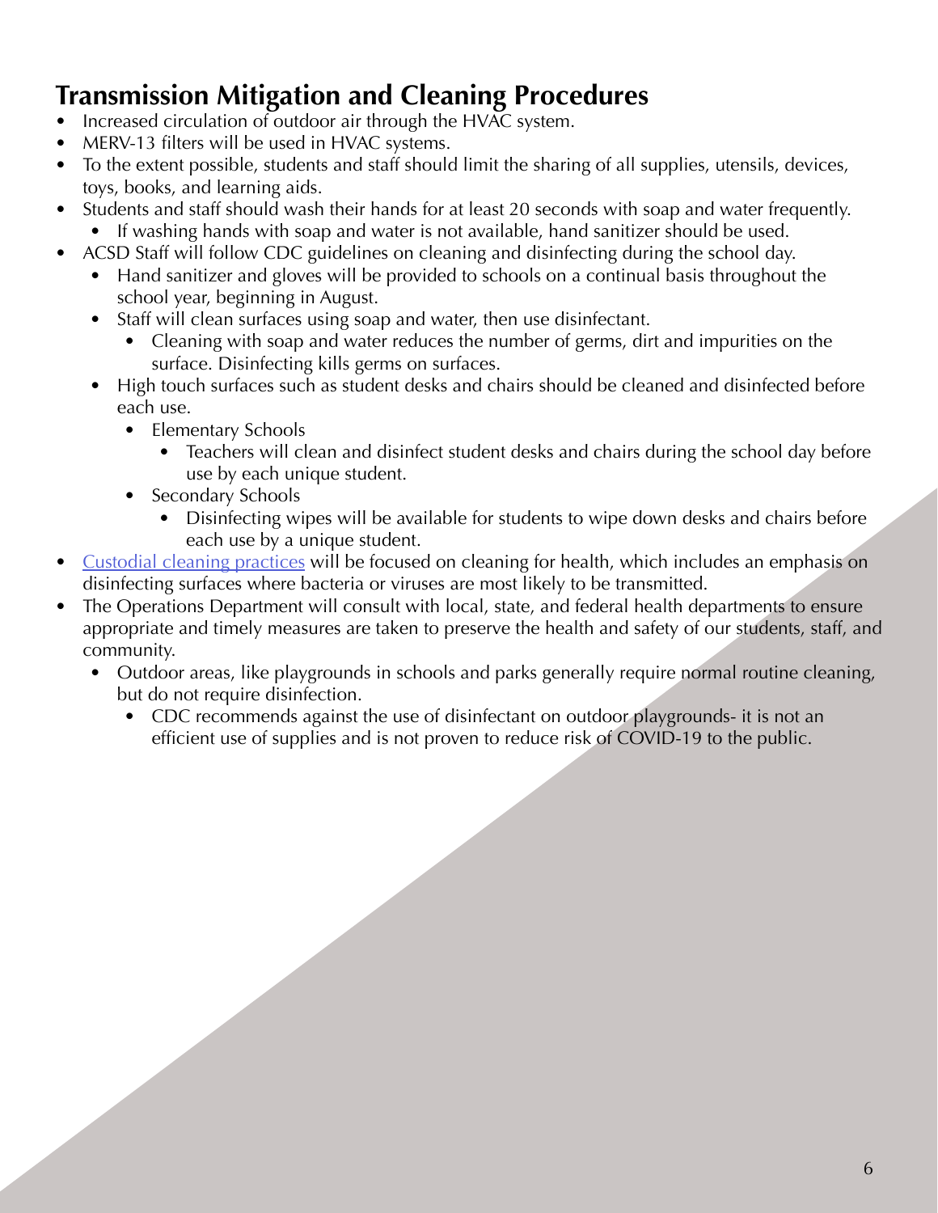## Transmission Mitigation and Cleaning Procedures

- Increased circulation of outdoor air through the HVAC system.
- MERV-13 filters will be used in HVAC systems.
- To the extent possible, students and staff should limit the sharing of all supplies, utensils, devices, toys, books, and learning aids.
- Students and staff should wash their hands for at least 20 seconds with soap and water frequently.
  - If washing hands with soap and water is not available, hand sanitizer should be used.
- ACSD Staff will follow CDC guidelines on cleaning and disinfecting during the school day.
  - Hand sanitizer and gloves will be provided to schools on a continual basis throughout the school year, beginning in August.
  - Staff will clean surfaces using soap and water, then use disinfectant.
    - Cleaning with soap and water reduces the number of germs, dirt and impurities on the surface. Disinfecting kills germs on surfaces.
  - High touch surfaces such as student desks and chairs should be cleaned and disinfected before each use.
    - Elementary Schools
      - Teachers will clean and disinfect student desks and chairs during the school day before use by each unique student.
    - Secondary Schools
      - Disinfecting wipes will be available for students to wipe down desks and chairs before each use by a unique student.
- Custodial cleaning practices will be focused on cleaning for health, which includes an emphasis on disinfecting surfaces where bacteria or viruses are most likely to be transmitted.
- The Operations Department will consult with local, state, and federal health departments to ensure appropriate and timely measures are taken to preserve the health and safety of our students, staff, and community.
  - Outdoor areas, like playgrounds in schools and parks generally require normal routine cleaning, but do not require disinfection.
    - CDC recommends against the use of disinfectant on outdoor playgrounds- it is not an efficient use of supplies and is not proven to reduce risk of COVID-19 to the public.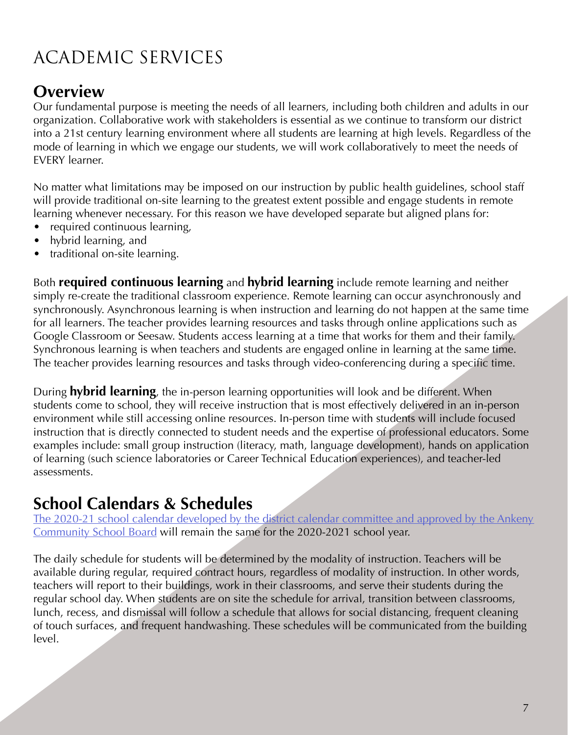# ACADEMIC SERVICES

## Overview

Our fundamental purpose is meeting the needs of all learners, including both children and adults in our organization. Collaborative work with stakeholders is essential as we continue to transform our district into a 21st century learning environment where all students are learning at high levels. Regardless of the mode of learning in which we engage our students, we will work collaboratively to meet the needs of EVERY learner.

No matter what limitations may be imposed on our instruction by public health guidelines, school staff will provide traditional on-site learning to the greatest extent possible and engage students in remote learning whenever necessary. For this reason we have developed separate but aligned plans for:

- required continuous learning,
- hybrid learning, and
- traditional on-site learning.

Both **required continuous learning** and **hybrid learning** include remote learning and neither simply re-create the traditional classroom experience. Remote learning can occur asynchronously and synchronously. Asynchronous learning is when instruction and learning do not happen at the same time for all learners. The teacher provides learning resources and tasks through online applications such as Google Classroom or Seesaw. Students access learning at a time that works for them and their family. Synchronous learning is when teachers and students are engaged online in learning at the same time. The teacher provides learning resources and tasks through video-conferencing during a specific time.

During **hybrid learning**, the in-person learning opportunities will look and be different. When students come to school, they will receive instruction that is most effectively delivered in an in-person environment while still accessing online resources. In-person time with students will include focused instruction that is directly connected to student needs and the expertise of professional educators. Some examples include: small group instruction (literacy, math, language development), hands on application of learning (such science laboratories or Career Technical Education experiences), and teacher-led assessments.

## School Calendars & Schedules

The 2020-21 school calendar developed by the district calendar committee and approved by the Ankeny Community School Board will remain the same for the 2020-2021 school year.

The daily schedule for students will be determined by the modality of instruction. Teachers will be available during regular, required contract hours, regardless of modality of instruction. In other words, teachers will report to their buildings, work in their classrooms, and serve their students during the regular school day. When students are on site the schedule for arrival, transition between classrooms, lunch, recess, and dismissal will follow a schedule that allows for social distancing, frequent cleaning of touch surfaces, and frequent handwashing. These schedules will be communicated from the building level.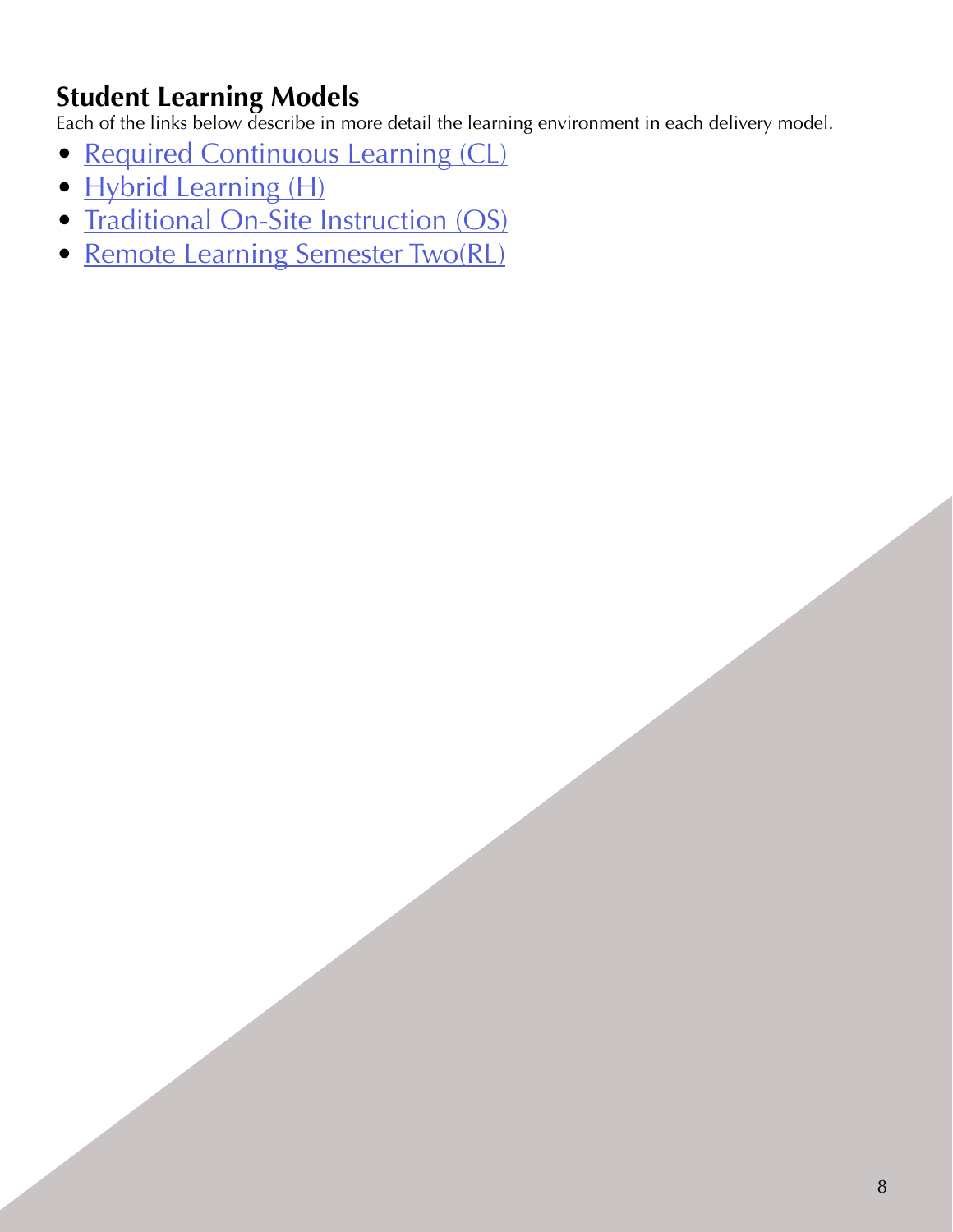## Student Learning Models

Each of the links below describe in more detail the learning environment in each delivery model.

- Required Continuous Learning (CL)
- Hybrid Learning (H)
- Traditional On-Site Instruction (OS)
- Remote Learning Semester Two(RL)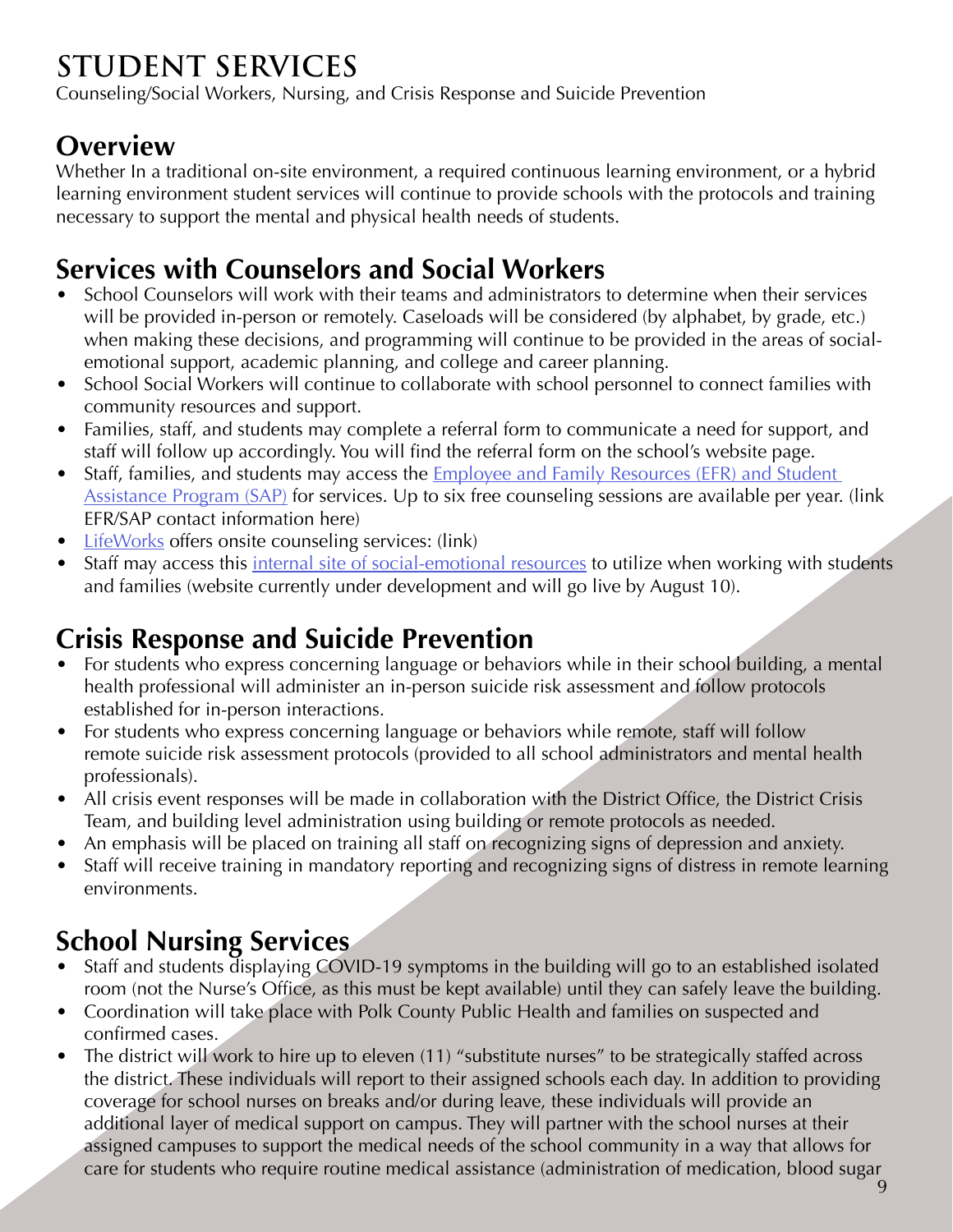# STUDENT SERVICES

Counseling/Social Workers, Nursing, and Crisis Response and Suicide Prevention

## Overview

Whether In a traditional on-site environment, a required continuous learning environment, or a hybrid learning environment student services will continue to provide schools with the protocols and training necessary to support the mental and physical health needs of students.

## Services with Counselors and Social Workers

- School Counselors will work with their teams and administrators to determine when their services will be provided in-person or remotely. Caseloads will be considered (by alphabet, by grade, etc.) when making these decisions, and programming will continue to be provided in the areas of social-emotional support, academic planning, and college and career planning.
- School Social Workers will continue to collaborate with school personnel to connect families with community resources and support.
- Families, staff, and students may complete a referral form to communicate a need for support, and staff will follow up accordingly. You will find the referral form on the school's website page.
- Staff, families, and students may access the Employee and Family Resources (EFR) and Student Assistance Program (SAP) for services. Up to six free counseling sessions are available per year. (link EFR/SAP contact information here)
- LifeWorks offers onsite counseling services: (link)
- Staff may access this internal site of social-emotional resources to utilize when working with students and families (website currently under development and will go live by August 10).

## Crisis Response and Suicide Prevention

- For students who express concerning language or behaviors while in their school building, a mental health professional will administer an in-person suicide risk assessment and follow protocols established for in-person interactions.
- For students who express concerning language or behaviors while remote, staff will follow remote suicide risk assessment protocols (provided to all school administrators and mental health professionals).
- All crisis event responses will be made in collaboration with the District Office, the District Crisis Team, and building level administration using building or remote protocols as needed.
- An emphasis will be placed on training all staff on recognizing signs of depression and anxiety.
- Staff will receive training in mandatory reporting and recognizing signs of distress in remote learning environments.

## School Nursing Services

- Staff and students displaying COVID-19 symptoms in the building will go to an established isolated room (not the Nurse's Office, as this must be kept available) until they can safely leave the building.
- Coordination will take place with Polk County Public Health and families on suspected and confirmed cases.
- The district will work to hire up to eleven (11) "substitute nurses" to be strategically staffed across the district. These individuals will report to their assigned schools each day. In addition to providing coverage for school nurses on breaks and/or during leave, these individuals will provide an additional layer of medical support on campus. They will partner with the school nurses at their assigned campuses to support the medical needs of the school community in a way that allows for care for students who require routine medical assistance (administration of medication, blood sugar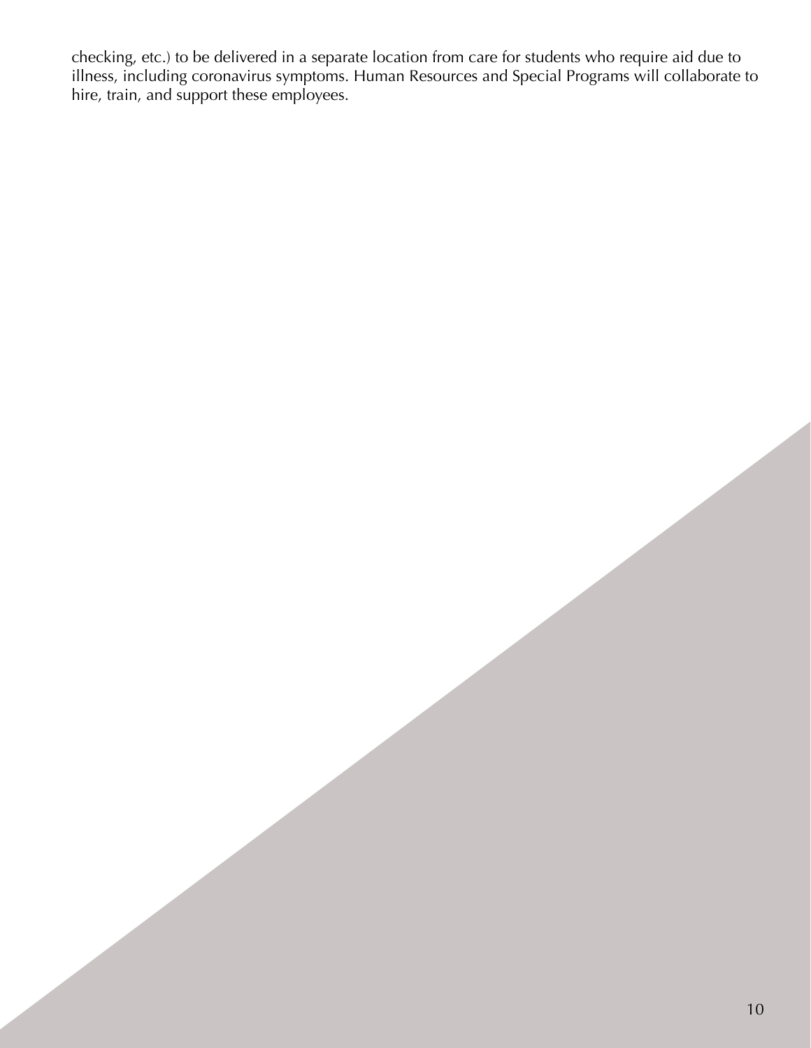checking, etc.) to be delivered in a separate location from care for students who require aid due to illness, including coronavirus symptoms. Human Resources and Special Programs will collaborate to hire, train, and support these employees.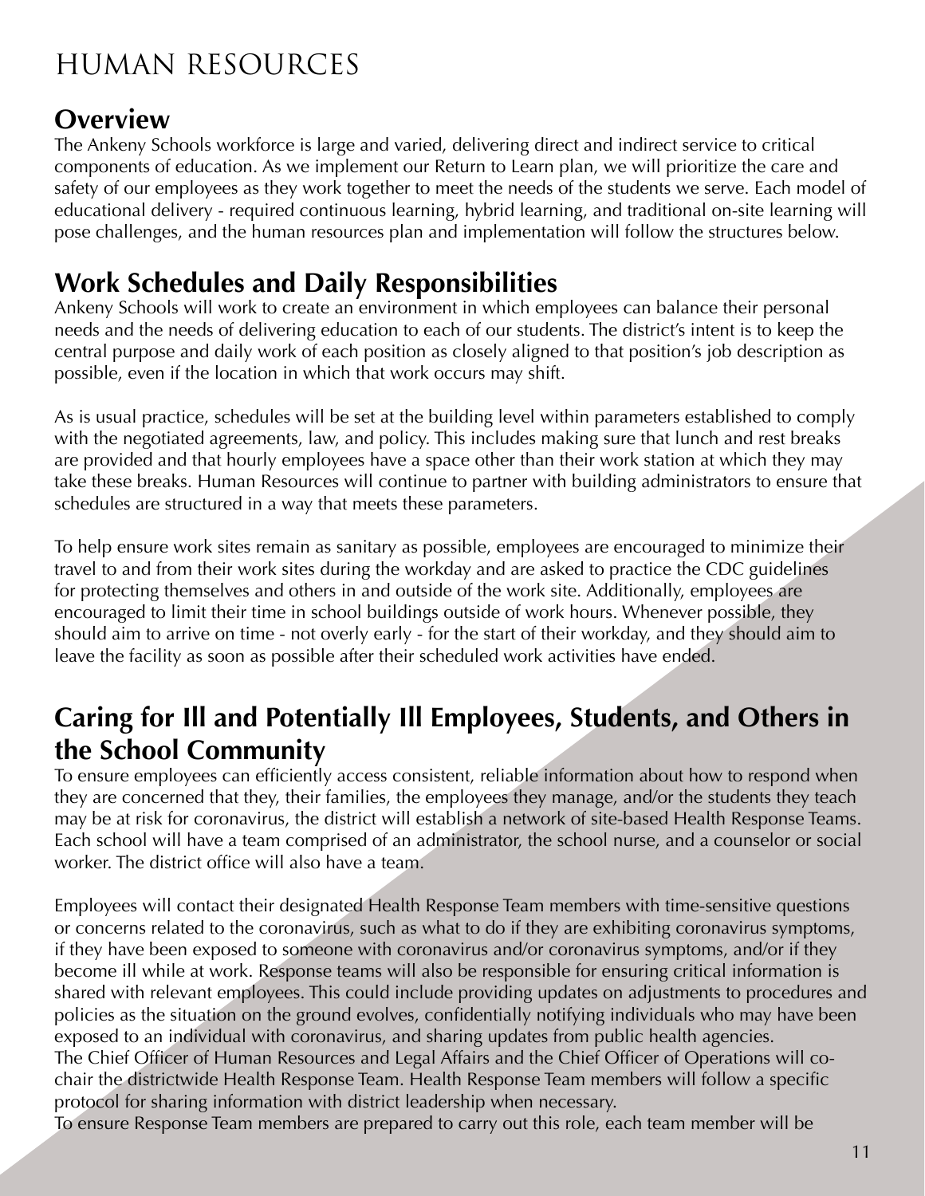# HUMAN RESOURCES

## Overview

The Ankeny Schools workforce is large and varied, delivering direct and indirect service to critical components of education. As we implement our Return to Learn plan, we will prioritize the care and safety of our employees as they work together to meet the needs of the students we serve. Each model of educational delivery - required continuous learning, hybrid learning, and traditional on-site learning will pose challenges, and the human resources plan and implementation will follow the structures below.

## Work Schedules and Daily Responsibilities

Ankeny Schools will work to create an environment in which employees can balance their personal needs and the needs of delivering education to each of our students. The district's intent is to keep the central purpose and daily work of each position as closely aligned to that position's job description as possible, even if the location in which that work occurs may shift.

As is usual practice, schedules will be set at the building level within parameters established to comply with the negotiated agreements, law, and policy. This includes making sure that lunch and rest breaks are provided and that hourly employees have a space other than their work station at which they may take these breaks. Human Resources will continue to partner with building administrators to ensure that schedules are structured in a way that meets these parameters.

To help ensure work sites remain as sanitary as possible, employees are encouraged to minimize their travel to and from their work sites during the workday and are asked to practice the CDC guidelines for protecting themselves and others in and outside of the work site. Additionally, employees are encouraged to limit their time in school buildings outside of work hours. Whenever possible, they should aim to arrive on time - not overly early - for the start of their workday, and they should aim to leave the facility as soon as possible after their scheduled work activities have ended.

## Caring for Ill and Potentially Ill Employees, Students, and Others in the School Community

To ensure employees can efficiently access consistent, reliable information about how to respond when they are concerned that they, their families, the employees they manage, and/or the students they teach may be at risk for coronavirus, the district will establish a network of site-based Health Response Teams. Each school will have a team comprised of an administrator, the school nurse, and a counselor or social worker. The district office will also have a team.

Employees will contact their designated Health Response Team members with time-sensitive questions or concerns related to the coronavirus, such as what to do if they are exhibiting coronavirus symptoms, if they have been exposed to someone with coronavirus and/or coronavirus symptoms, and/or if they become ill while at work. Response teams will also be responsible for ensuring critical information is shared with relevant employees. This could include providing updates on adjustments to procedures and policies as the situation on the ground evolves, confidentially notifying individuals who may have been exposed to an individual with coronavirus, and sharing updates from public health agencies.

The Chief Officer of Human Resources and Legal Affairs and the Chief Officer of Operations will co-chair the districtwide Health Response Team. Health Response Team members will follow a specific protocol for sharing information with district leadership when necessary.

To ensure Response Team members are prepared to carry out this role, each team member will be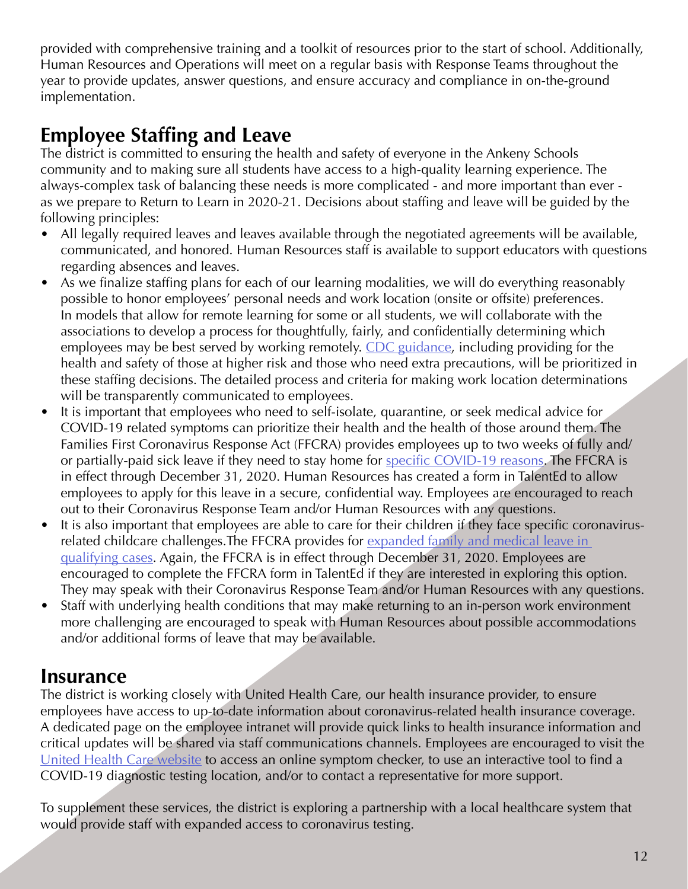provided with comprehensive training and a toolkit of resources prior to the start of school. Additionally, Human Resources and Operations will meet on a regular basis with Response Teams throughout the year to provide updates, answer questions, and ensure accuracy and compliance in on-the-ground implementation.

## Employee Staffing and Leave

The district is committed to ensuring the health and safety of everyone in the Ankeny Schools community and to making sure all students have access to a high-quality learning experience. The always-complex task of balancing these needs is more complicated - and more important than ever - as we prepare to Return to Learn in 2020-21. Decisions about staffing and leave will be guided by the following principles:

- All legally required leaves and leaves available through the negotiated agreements will be available, communicated, and honored. Human Resources staff is available to support educators with questions regarding absences and leaves.
- As we finalize staffing plans for each of our learning modalities, we will do everything reasonably possible to honor employees' personal needs and work location (onsite or offsite) preferences. In models that allow for remote learning for some or all students, we will collaborate with the associations to develop a process for thoughtfully, fairly, and confidentially determining which employees may be best served by working remotely. CDC guidance, including providing for the health and safety of those at higher risk and those who need extra precautions, will be prioritized in these staffing decisions. The detailed process and criteria for making work location determinations will be transparently communicated to employees.
- It is important that employees who need to self-isolate, quarantine, or seek medical advice for COVID-19 related symptoms can prioritize their health and the health of those around them. The Families First Coronavirus Response Act (FFCRA) provides employees up to two weeks of fully and/or partially-paid sick leave if they need to stay home for specific COVID-19 reasons. The FFCRA is in effect through December 31, 2020. Human Resources has created a form in TalentEd to allow employees to apply for this leave in a secure, confidential way. Employees are encouraged to reach out to their Coronavirus Response Team and/or Human Resources with any questions.
- It is also important that employees are able to care for their children if they face specific coronavirus-related childcare challenges.The FFCRA provides for expanded family and medical leave in qualifying cases. Again, the FFCRA is in effect through December 31, 2020. Employees are encouraged to complete the FFCRA form in TalentEd if they are interested in exploring this option. They may speak with their Coronavirus Response Team and/or Human Resources with any questions.
- Staff with underlying health conditions that may make returning to an in-person work environment more challenging are encouraged to speak with Human Resources about possible accommodations and/or additional forms of leave that may be available.

## Insurance

The district is working closely with United Health Care, our health insurance provider, to ensure employees have access to up-to-date information about coronavirus-related health insurance coverage. A dedicated page on the employee intranet will provide quick links to health insurance information and critical updates will be shared via staff communications channels. Employees are encouraged to visit the United Health Care website to access an online symptom checker, to use an interactive tool to find a COVID-19 diagnostic testing location, and/or to contact a representative for more support.

To supplement these services, the district is exploring a partnership with a local healthcare system that would provide staff with expanded access to coronavirus testing.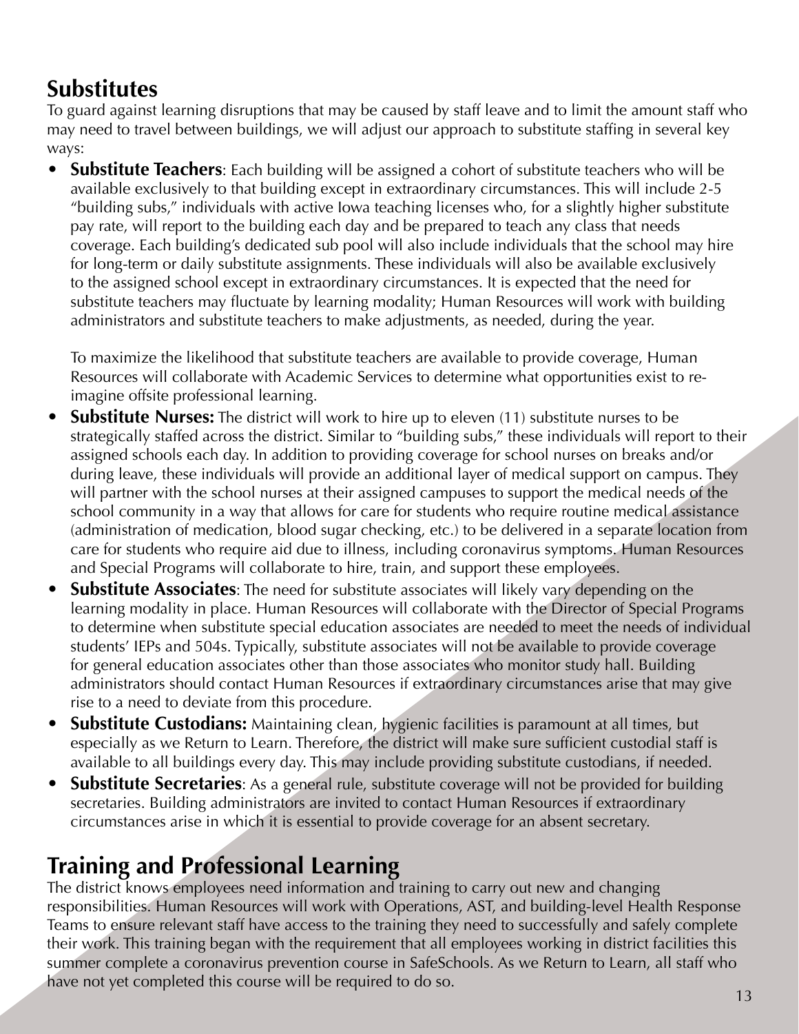## Substitutes

To guard against learning disruptions that may be caused by staff leave and to limit the amount staff who may need to travel between buildings, we will adjust our approach to substitute staffing in several key ways:

- **Substitute Teachers**: Each building will be assigned a cohort of substitute teachers who will be available exclusively to that building except in extraordinary circumstances. This will include 2-5 "building subs," individuals with active Iowa teaching licenses who, for a slightly higher substitute pay rate, will report to the building each day and be prepared to teach any class that needs coverage. Each building's dedicated sub pool will also include individuals that the school may hire for long-term or daily substitute assignments. These individuals will also be available exclusively to the assigned school except in extraordinary circumstances. It is expected that the need for substitute teachers may fluctuate by learning modality; Human Resources will work with building administrators and substitute teachers to make adjustments, as needed, during the year.

  To maximize the likelihood that substitute teachers are available to provide coverage, Human Resources will collaborate with Academic Services to determine what opportunities exist to re-imagine offsite professional learning.
- **Substitute Nurses:** The district will work to hire up to eleven (11) substitute nurses to be strategically staffed across the district. Similar to "building subs," these individuals will report to their assigned schools each day. In addition to providing coverage for school nurses on breaks and/or during leave, these individuals will provide an additional layer of medical support on campus. They will partner with the school nurses at their assigned campuses to support the medical needs of the school community in a way that allows for care for students who require routine medical assistance (administration of medication, blood sugar checking, etc.) to be delivered in a separate location from care for students who require aid due to illness, including coronavirus symptoms. Human Resources and Special Programs will collaborate to hire, train, and support these employees.
- **Substitute Associates**: The need for substitute associates will likely vary depending on the learning modality in place. Human Resources will collaborate with the Director of Special Programs to determine when substitute special education associates are needed to meet the needs of individual students' IEPs and 504s. Typically, substitute associates will not be available to provide coverage for general education associates other than those associates who monitor study hall. Building administrators should contact Human Resources if extraordinary circumstances arise that may give rise to a need to deviate from this procedure.
- **Substitute Custodians:** Maintaining clean, hygienic facilities is paramount at all times, but especially as we Return to Learn. Therefore, the district will make sure sufficient custodial staff is available to all buildings every day. This may include providing substitute custodians, if needed.
- **Substitute Secretaries**: As a general rule, substitute coverage will not be provided for building secretaries. Building administrators are invited to contact Human Resources if extraordinary circumstances arise in which it is essential to provide coverage for an absent secretary.

## Training and Professional Learning

The district knows employees need information and training to carry out new and changing responsibilities. Human Resources will work with Operations, AST, and building-level Health Response Teams to ensure relevant staff have access to the training they need to successfully and safely complete their work. This training began with the requirement that all employees working in district facilities this summer complete a coronavirus prevention course in SafeSchools. As we Return to Learn, all staff who have not yet completed this course will be required to do so.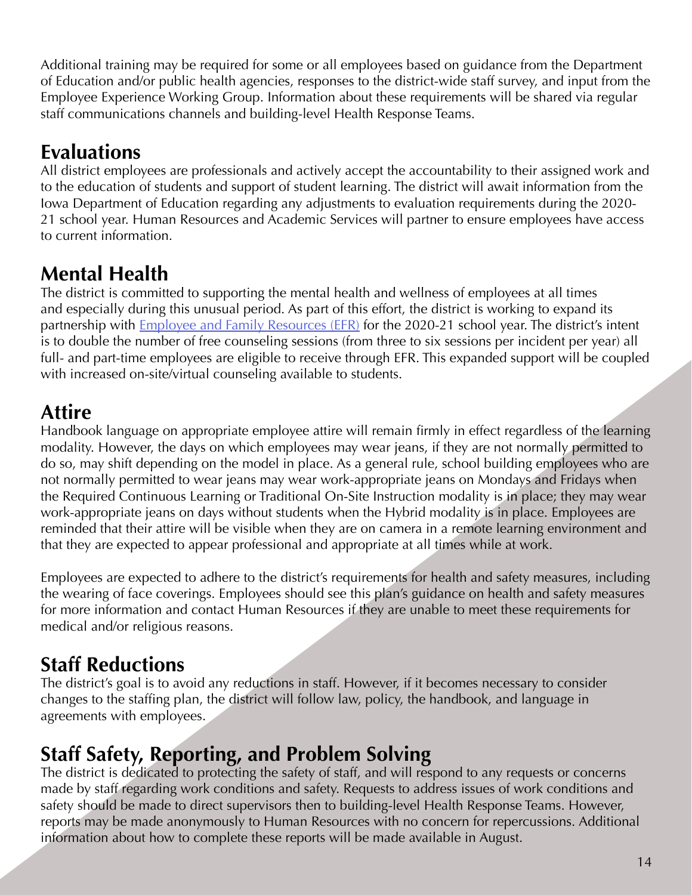Additional training may be required for some or all employees based on guidance from the Department of Education and/or public health agencies, responses to the district-wide staff survey, and input from the Employee Experience Working Group. Information about these requirements will be shared via regular staff communications channels and building-level Health Response Teams.

## Evaluations

All district employees are professionals and actively accept the accountability to their assigned work and to the education of students and support of student learning. The district will await information from the Iowa Department of Education regarding any adjustments to evaluation requirements during the 2020-21 school year. Human Resources and Academic Services will partner to ensure employees have access to current information.

## Mental Health

The district is committed to supporting the mental health and wellness of employees at all times and especially during this unusual period. As part of this effort, the district is working to expand its partnership with Employee and Family Resources (EFR) for the 2020-21 school year. The district's intent is to double the number of free counseling sessions (from three to six sessions per incident per year) all full- and part-time employees are eligible to receive through EFR. This expanded support will be coupled with increased on-site/virtual counseling available to students.

## Attire

Handbook language on appropriate employee attire will remain firmly in effect regardless of the learning modality. However, the days on which employees may wear jeans, if they are not normally permitted to do so, may shift depending on the model in place. As a general rule, school building employees who are not normally permitted to wear jeans may wear work-appropriate jeans on Mondays and Fridays when the Required Continuous Learning or Traditional On-Site Instruction modality is in place; they may wear work-appropriate jeans on days without students when the Hybrid modality is in place. Employees are reminded that their attire will be visible when they are on camera in a remote learning environment and that they are expected to appear professional and appropriate at all times while at work.

Employees are expected to adhere to the district's requirements for health and safety measures, including the wearing of face coverings. Employees should see this plan's guidance on health and safety measures for more information and contact Human Resources if they are unable to meet these requirements for medical and/or religious reasons.

## Staff Reductions

The district's goal is to avoid any reductions in staff. However, if it becomes necessary to consider changes to the staffing plan, the district will follow law, policy, the handbook, and language in agreements with employees.

## Staff Safety, Reporting, and Problem Solving

The district is dedicated to protecting the safety of staff, and will respond to any requests or concerns made by staff regarding work conditions and safety. Requests to address issues of work conditions and safety should be made to direct supervisors then to building-level Health Response Teams. However, reports may be made anonymously to Human Resources with no concern for repercussions. Additional information about how to complete these reports will be made available in August.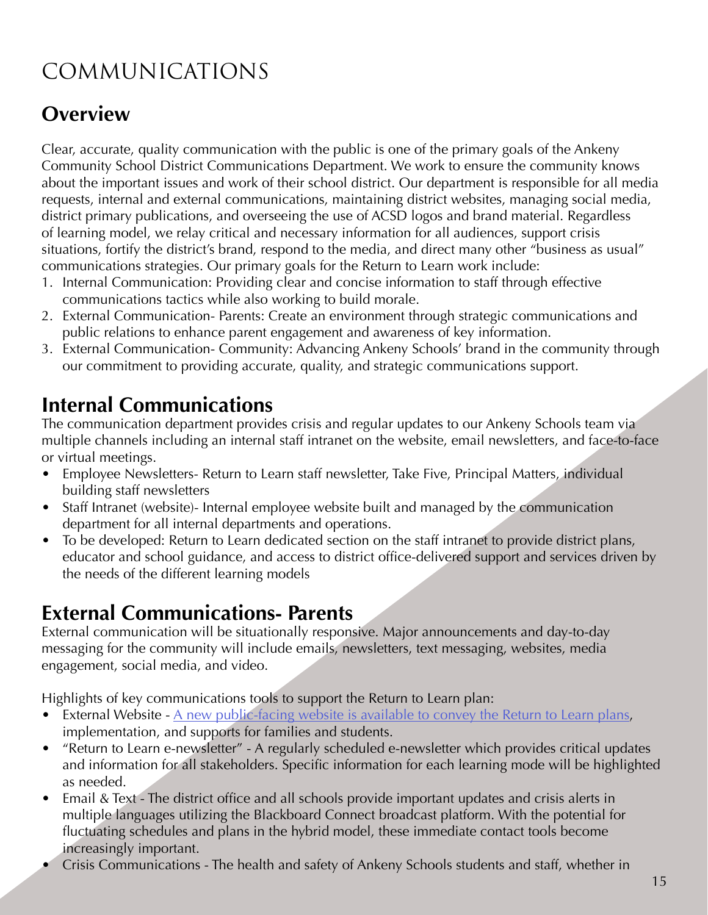# COMMUNICATIONS

## Overview

Clear, accurate, quality communication with the public is one of the primary goals of the Ankeny Community School District Communications Department. We work to ensure the community knows about the important issues and work of their school district. Our department is responsible for all media requests, internal and external communications, maintaining district websites, managing social media, district primary publications, and overseeing the use of ACSD logos and brand material. Regardless of learning model, we relay critical and necessary information for all audiences, support crisis situations, fortify the district's brand, respond to the media, and direct many other "business as usual" communications strategies. Our primary goals for the Return to Learn work include:

1. Internal Communication: Providing clear and concise information to staff through effective communications tactics while also working to build morale.
2. External Communication- Parents: Create an environment through strategic communications and public relations to enhance parent engagement and awareness of key information.
3. External Communication- Community: Advancing Ankeny Schools' brand in the community through our commitment to providing accurate, quality, and strategic communications support.

## Internal Communications

The communication department provides crisis and regular updates to our Ankeny Schools team via multiple channels including an internal staff intranet on the website, email newsletters, and face-to-face or virtual meetings.

- Employee Newsletters- Return to Learn staff newsletter, Take Five, Principal Matters, individual building staff newsletters
- Staff Intranet (website)- Internal employee website built and managed by the communication department for all internal departments and operations.
- To be developed: Return to Learn dedicated section on the staff intranet to provide district plans, educator and school guidance, and access to district office-delivered support and services driven by the needs of the different learning models

## External Communications- Parents

External communication will be situationally responsive. Major announcements and day-to-day messaging for the community will include emails, newsletters, text messaging, websites, media engagement, social media, and video.

Highlights of key communications tools to support the Return to Learn plan:

- External Website - A new public-facing website is available to convey the Return to Learn plans, implementation, and supports for families and students.
- "Return to Learn e-newsletter" - A regularly scheduled e-newsletter which provides critical updates and information for all stakeholders. Specific information for each learning mode will be highlighted as needed.
- Email & Text - The district office and all schools provide important updates and crisis alerts in multiple languages utilizing the Blackboard Connect broadcast platform. With the potential for fluctuating schedules and plans in the hybrid model, these immediate contact tools become increasingly important.
- Crisis Communications - The health and safety of Ankeny Schools students and staff, whether in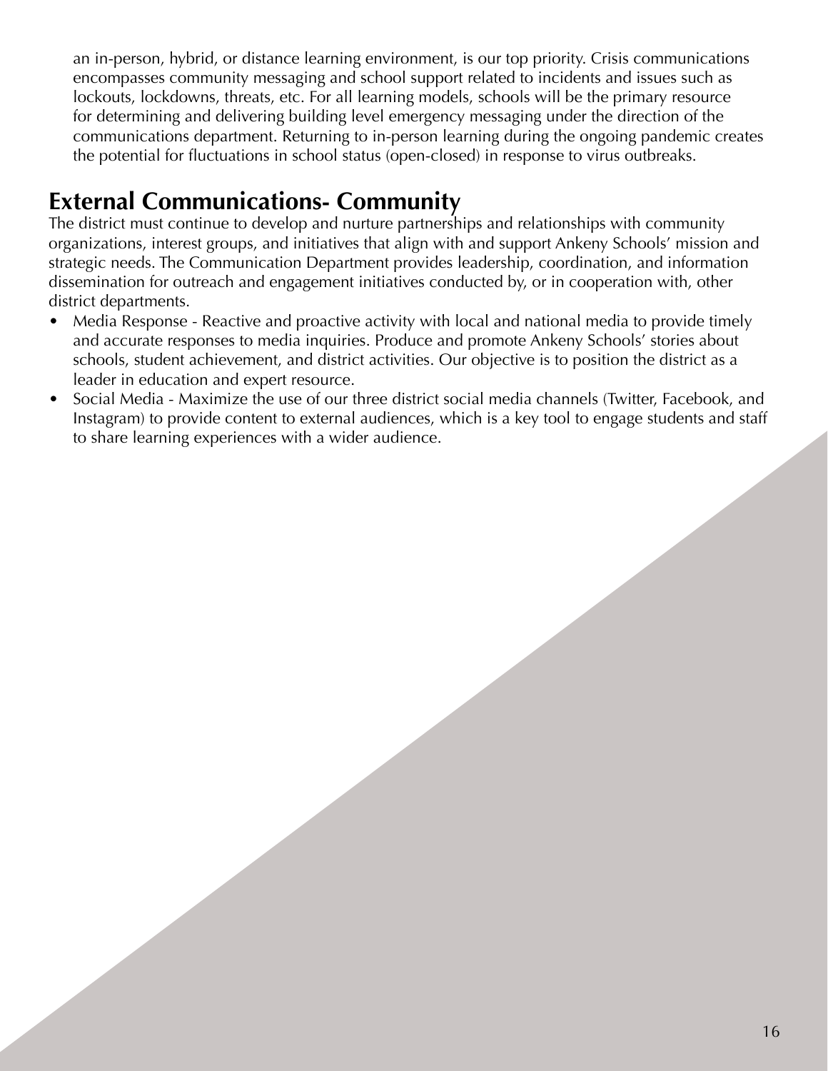an in-person, hybrid, or distance learning environment, is our top priority. Crisis communications encompasses community messaging and school support related to incidents and issues such as lockouts, lockdowns, threats, etc. For all learning models, schools will be the primary resource for determining and delivering building level emergency messaging under the direction of the communications department. Returning to in-person learning during the ongoing pandemic creates the potential for fluctuations in school status (open-closed) in response to virus outbreaks.

## External Communications- Community

The district must continue to develop and nurture partnerships and relationships with community organizations, interest groups, and initiatives that align with and support Ankeny Schools' mission and strategic needs. The Communication Department provides leadership, coordination, and information dissemination for outreach and engagement initiatives conducted by, or in cooperation with, other district departments.

- Media Response - Reactive and proactive activity with local and national media to provide timely and accurate responses to media inquiries. Produce and promote Ankeny Schools' stories about schools, student achievement, and district activities. Our objective is to position the district as a leader in education and expert resource.
- Social Media - Maximize the use of our three district social media channels (Twitter, Facebook, and Instagram) to provide content to external audiences, which is a key tool to engage students and staff to share learning experiences with a wider audience.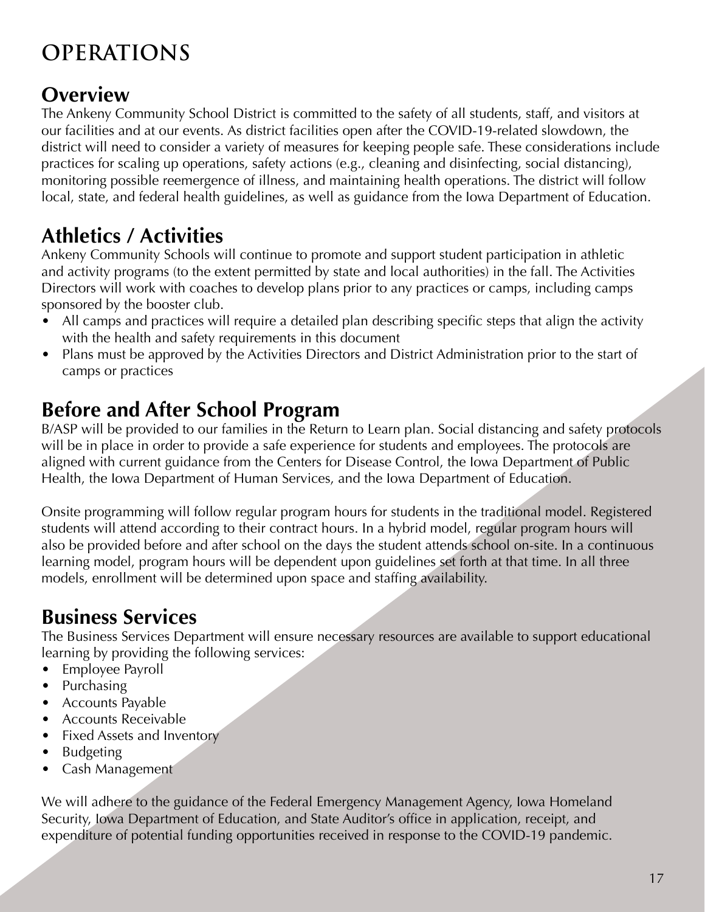# OPERATIONS

## Overview

The Ankeny Community School District is committed to the safety of all students, staff, and visitors at our facilities and at our events. As district facilities open after the COVID-19-related slowdown, the district will need to consider a variety of measures for keeping people safe. These considerations include practices for scaling up operations, safety actions (e.g., cleaning and disinfecting, social distancing), monitoring possible reemergence of illness, and maintaining health operations. The district will follow local, state, and federal health guidelines, as well as guidance from the Iowa Department of Education.

## Athletics / Activities

Ankeny Community Schools will continue to promote and support student participation in athletic and activity programs (to the extent permitted by state and local authorities) in the fall. The Activities Directors will work with coaches to develop plans prior to any practices or camps, including camps sponsored by the booster club.

- All camps and practices will require a detailed plan describing specific steps that align the activity with the health and safety requirements in this document
- Plans must be approved by the Activities Directors and District Administration prior to the start of camps or practices

## Before and After School Program

B/ASP will be provided to our families in the Return to Learn plan. Social distancing and safety protocols will be in place in order to provide a safe experience for students and employees. The protocols are aligned with current guidance from the Centers for Disease Control, the Iowa Department of Public Health, the Iowa Department of Human Services, and the Iowa Department of Education.

Onsite programming will follow regular program hours for students in the traditional model. Registered students will attend according to their contract hours. In a hybrid model, regular program hours will also be provided before and after school on the days the student attends school on-site. In a continuous learning model, program hours will be dependent upon guidelines set forth at that time. In all three models, enrollment will be determined upon space and staffing availability.

## Business Services

The Business Services Department will ensure necessary resources are available to support educational learning by providing the following services:

- Employee Payroll
- Purchasing
- Accounts Payable
- Accounts Receivable
- Fixed Assets and Inventory
- Budgeting
- Cash Management

We will adhere to the guidance of the Federal Emergency Management Agency, Iowa Homeland Security, Iowa Department of Education, and State Auditor's office in application, receipt, and expenditure of potential funding opportunities received in response to the COVID-19 pandemic.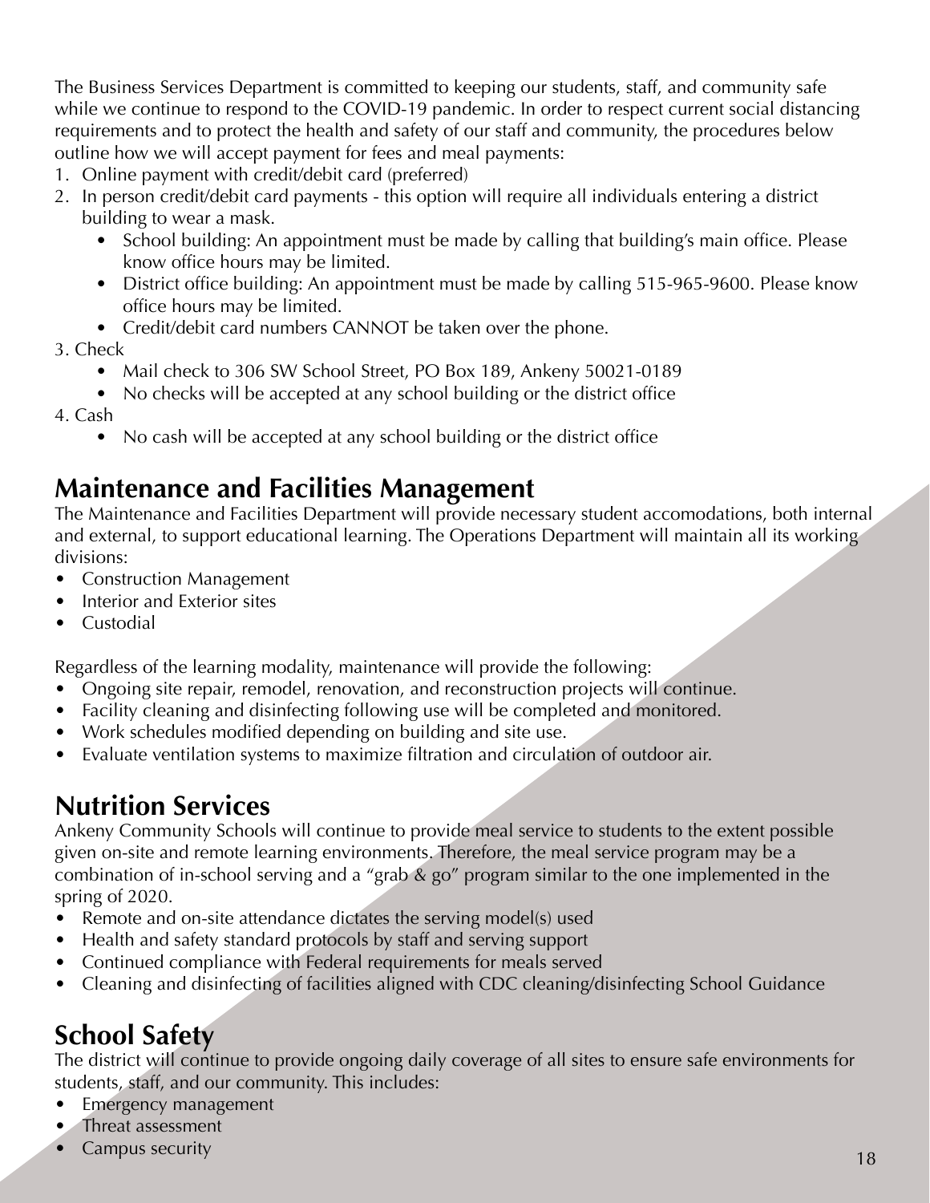The Business Services Department is committed to keeping our students, staff, and community safe while we continue to respond to the COVID-19 pandemic. In order to respect current social distancing requirements and to protect the health and safety of our staff and community, the procedures below outline how we will accept payment for fees and meal payments:

1. Online payment with credit/debit card (preferred)
2. In person credit/debit card payments - this option will require all individuals entering a district building to wear a mask.
   - School building: An appointment must be made by calling that building's main office. Please know office hours may be limited.
   - District office building: An appointment must be made by calling 515-965-9600. Please know office hours may be limited.
   - Credit/debit card numbers CANNOT be taken over the phone.
3. Check
   - Mail check to 306 SW School Street, PO Box 189, Ankeny 50021-0189
   - No checks will be accepted at any school building or the district office
4. Cash
   - No cash will be accepted at any school building or the district office

## Maintenance and Facilities Management

The Maintenance and Facilities Department will provide necessary student accomodations, both internal and external, to support educational learning. The Operations Department will maintain all its working divisions:

- Construction Management
- Interior and Exterior sites
- Custodial

Regardless of the learning modality, maintenance will provide the following:

- Ongoing site repair, remodel, renovation, and reconstruction projects will continue.
- Facility cleaning and disinfecting following use will be completed and monitored.
- Work schedules modified depending on building and site use.
- Evaluate ventilation systems to maximize filtration and circulation of outdoor air.

## Nutrition Services

Ankeny Community Schools will continue to provide meal service to students to the extent possible given on-site and remote learning environments. Therefore, the meal service program may be a combination of in-school serving and a "grab & go" program similar to the one implemented in the spring of 2020.

- Remote and on-site attendance dictates the serving model(s) used
- Health and safety standard protocols by staff and serving support
- Continued compliance with Federal requirements for meals served
- Cleaning and disinfecting of facilities aligned with CDC cleaning/disinfecting School Guidance

## School Safety

The district will continue to provide ongoing daily coverage of all sites to ensure safe environments for students, staff, and our community. This includes:

- Emergency management
- Threat assessment
- Campus security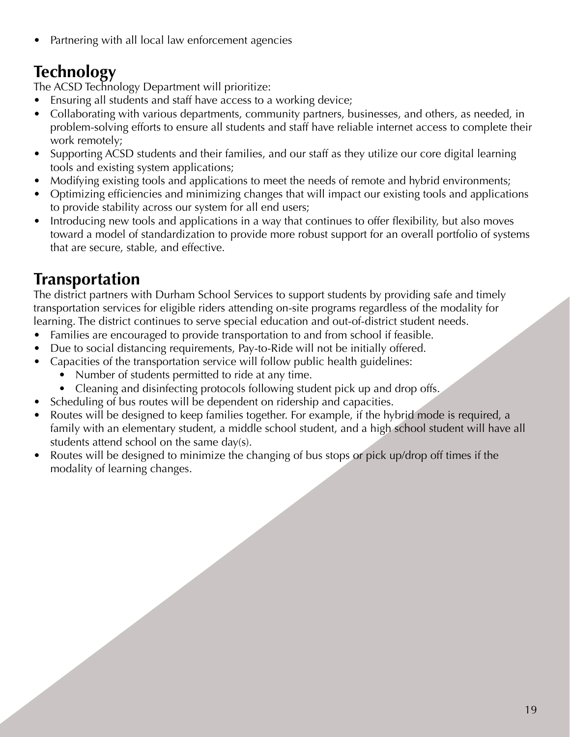- Partnering with all local law enforcement agencies

## Technology

The ACSD Technology Department will prioritize:

- Ensuring all students and staff have access to a working device;
- Collaborating with various departments, community partners, businesses, and others, as needed, in problem-solving efforts to ensure all students and staff have reliable internet access to complete their work remotely;
- Supporting ACSD students and their families, and our staff as they utilize our core digital learning tools and existing system applications;
- Modifying existing tools and applications to meet the needs of remote and hybrid environments;
- Optimizing efficiencies and minimizing changes that will impact our existing tools and applications to provide stability across our system for all end users;
- Introducing new tools and applications in a way that continues to offer flexibility, but also moves toward a model of standardization to provide more robust support for an overall portfolio of systems that are secure, stable, and effective.

## Transportation

The district partners with Durham School Services to support students by providing safe and timely transportation services for eligible riders attending on-site programs regardless of the modality for learning. The district continues to serve special education and out-of-district student needs.

- Families are encouraged to provide transportation to and from school if feasible.
- Due to social distancing requirements, Pay-to-Ride will not be initially offered.
- Capacities of the transportation service will follow public health guidelines:
  - Number of students permitted to ride at any time.
  - Cleaning and disinfecting protocols following student pick up and drop offs.
- Scheduling of bus routes will be dependent on ridership and capacities.
- Routes will be designed to keep families together. For example, if the hybrid mode is required, a family with an elementary student, a middle school student, and a high school student will have all students attend school on the same day(s).
- Routes will be designed to minimize the changing of bus stops or pick up/drop off times if the modality of learning changes.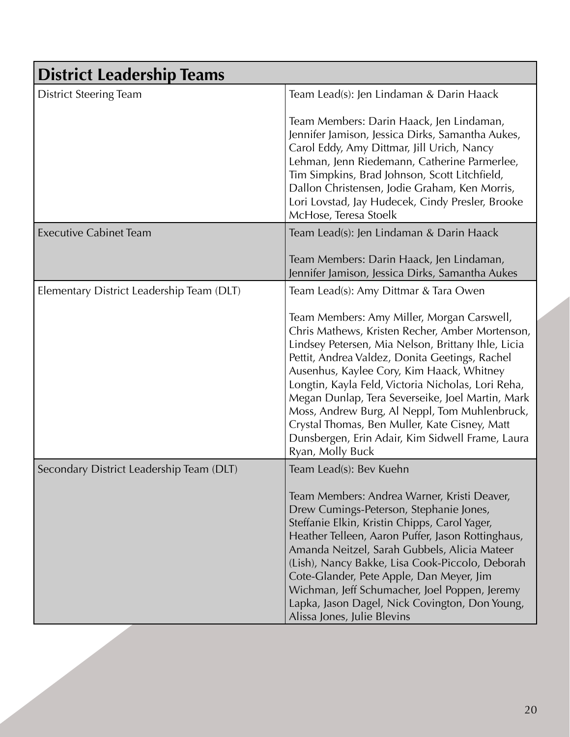| District Leadership Teams | |
|---|---|
| District Steering Team | Team Lead(s): Jen Lindaman & Darin Haack<br><br>Team Members: Darin Haack, Jen Lindaman, Jennifer Jamison, Jessica Dirks, Samantha Aukes, Carol Eddy, Amy Dittmar, Jill Urich, Nancy Lehman, Jenn Riedemann, Catherine Parmerlee, Tim Simpkins, Brad Johnson, Scott Litchfield, Dallon Christensen, Jodie Graham, Ken Morris, Lori Lovstad, Jay Hudecek, Cindy Presler, Brooke McHose, Teresa Stoelk |
| Executive Cabinet Team | Team Lead(s): Jen Lindaman & Darin Haack<br><br>Team Members: Darin Haack, Jen Lindaman, Jennifer Jamison, Jessica Dirks, Samantha Aukes |
| Elementary District Leadership Team (DLT) | Team Lead(s): Amy Dittmar & Tara Owen<br><br>Team Members: Amy Miller, Morgan Carswell, Chris Mathews, Kristen Recher, Amber Mortenson, Lindsey Petersen, Mia Nelson, Brittany Ihle, Licia Pettit, Andrea Valdez, Donita Geetings, Rachel Ausenhus, Kaylee Cory, Kim Haack, Whitney Longtin, Kayla Feld, Victoria Nicholas, Lori Reha, Megan Dunlap, Tera Severseike, Joel Martin, Mark Moss, Andrew Burg, Al Neppl, Tom Muhlenbruck, Crystal Thomas, Ben Muller, Kate Cisney, Matt Dunsbergen, Erin Adair, Kim Sidwell Frame, Laura Ryan, Molly Buck |
| Secondary District Leadership Team (DLT) | Team Lead(s): Bev Kuehn<br><br>Team Members: Andrea Warner, Kristi Deaver, Drew Cumings-Peterson, Stephanie Jones, Steffanie Elkin, Kristin Chipps, Carol Yager, Heather Telleen, Aaron Puffer, Jason Rottinghaus, Amanda Neitzel, Sarah Gubbels, Alicia Mateer (Lish), Nancy Bakke, Lisa Cook-Piccolo, Deborah Cote-Glander, Pete Apple, Dan Meyer, Jim Wichman, Jeff Schumacher, Joel Poppen, Jeremy Lapka, Jason Dagel, Nick Covington, Don Young, Alissa Jones, Julie Blevins |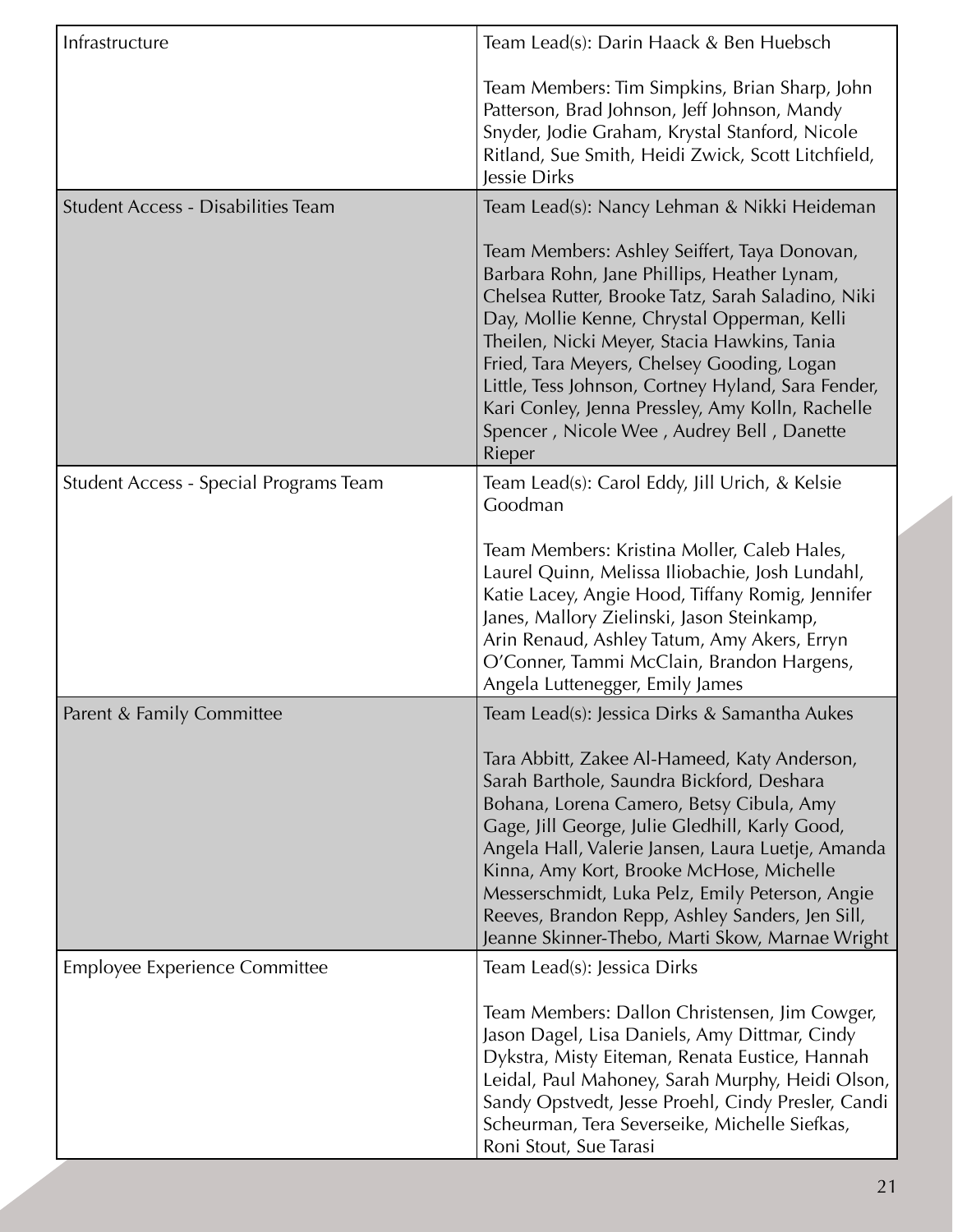| | |
|---|---|
| Infrastructure | Team Lead(s): Darin Haack & Ben Huebsch<br><br>Team Members: Tim Simpkins, Brian Sharp, John Patterson, Brad Johnson, Jeff Johnson, Mandy Snyder, Jodie Graham, Krystal Stanford, Nicole Ritland, Sue Smith, Heidi Zwick, Scott Litchfield, Jessie Dirks |
| Student Access - Disabilities Team | Team Lead(s): Nancy Lehman & Nikki Heideman<br><br>Team Members: Ashley Seiffert, Taya Donovan, Barbara Rohn, Jane Phillips, Heather Lynam, Chelsea Rutter, Brooke Tatz, Sarah Saladino, Niki Day, Mollie Kenne, Chrystal Opperman, Kelli Theilen, Nicki Meyer, Stacia Hawkins, Tania Fried, Tara Meyers, Chelsey Gooding, Logan Little, Tess Johnson, Cortney Hyland, Sara Fender, Kari Conley, Jenna Pressley, Amy Kolln, Rachelle Spencer , Nicole Wee , Audrey Bell , Danette Rieper |
| Student Access - Special Programs Team | Team Lead(s): Carol Eddy, Jill Urich, & Kelsie Goodman<br><br>Team Members: Kristina Moller, Caleb Hales, Laurel Quinn, Melissa Iliobachie, Josh Lundahl, Katie Lacey, Angie Hood, Tiffany Romig, Jennifer Janes, Mallory Zielinski, Jason Steinkamp, Arin Renaud, Ashley Tatum, Amy Akers, Erryn O'Conner, Tammi McClain, Brandon Hargens, Angela Luttenegger, Emily James |
| Parent & Family Committee | Team Lead(s): Jessica Dirks & Samantha Aukes<br><br>Tara Abbitt, Zakee Al-Hameed, Katy Anderson, Sarah Barthole, Saundra Bickford, Deshara Bohana, Lorena Camero, Betsy Cibula, Amy Gage, Jill George, Julie Gledhill, Karly Good, Angela Hall, Valerie Jansen, Laura Luetje, Amanda Kinna, Amy Kort, Brooke McHose, Michelle Messerschmidt, Luka Pelz, Emily Peterson, Angie Reeves, Brandon Repp, Ashley Sanders, Jen Sill, Jeanne Skinner-Thebo, Marti Skow, Marnae Wright |
| Employee Experience Committee | Team Lead(s): Jessica Dirks<br><br>Team Members: Dallon Christensen, Jim Cowger, Jason Dagel, Lisa Daniels, Amy Dittmar, Cindy Dykstra, Misty Eiteman, Renata Eustice, Hannah Leidal, Paul Mahoney, Sarah Murphy, Heidi Olson, Sandy Opstvedt, Jesse Proehl, Cindy Presler, Candi Scheurman, Tera Severseike, Michelle Siefkas, Roni Stout, Sue Tarasi |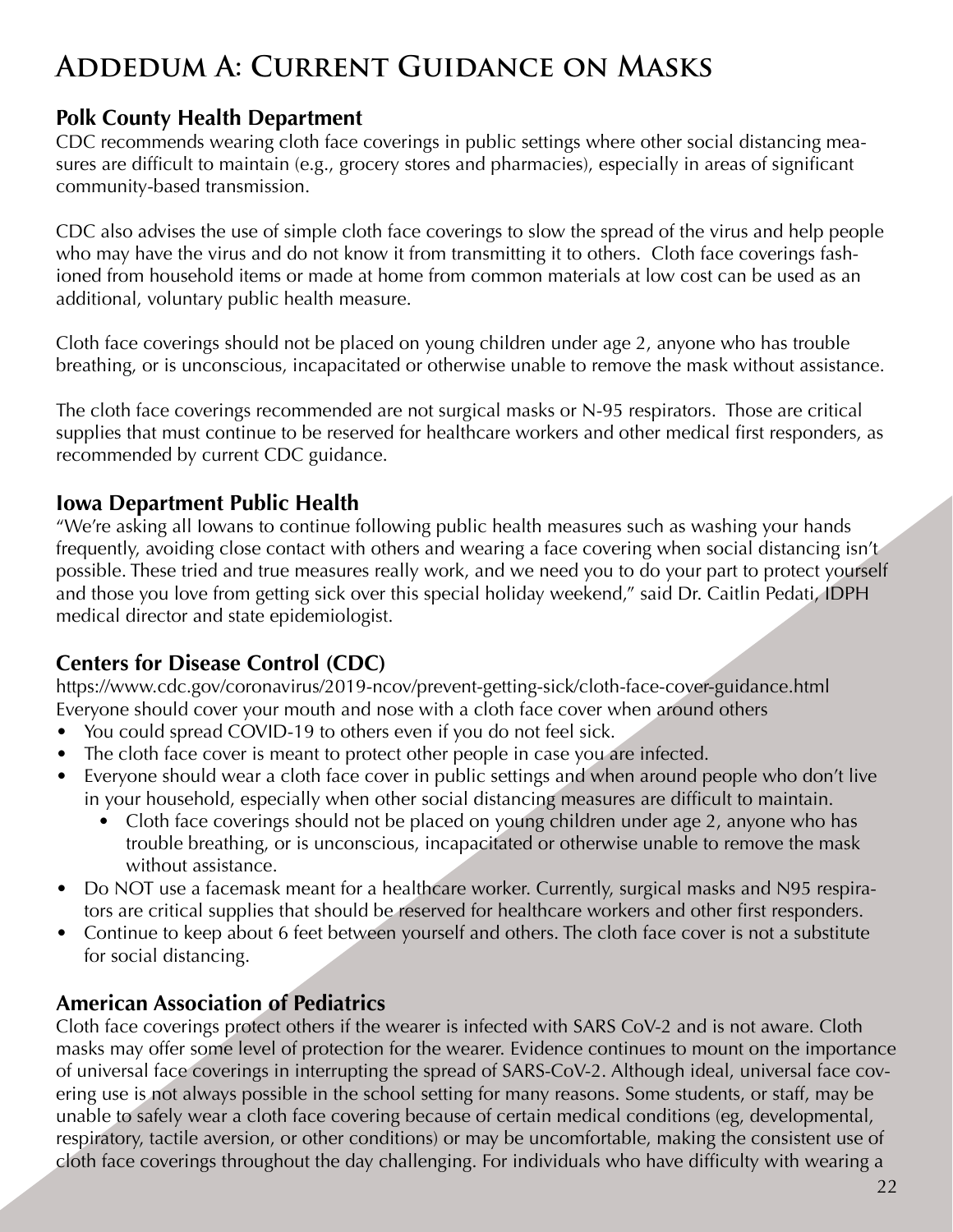# Addedum A: Current Guidance on Masks

### Polk County Health Department

CDC recommends wearing cloth face coverings in public settings where other social distancing measures are difficult to maintain (e.g., grocery stores and pharmacies), especially in areas of significant community-based transmission.

CDC also advises the use of simple cloth face coverings to slow the spread of the virus and help people who may have the virus and do not know it from transmitting it to others. Cloth face coverings fashioned from household items or made at home from common materials at low cost can be used as an additional, voluntary public health measure.

Cloth face coverings should not be placed on young children under age 2, anyone who has trouble breathing, or is unconscious, incapacitated or otherwise unable to remove the mask without assistance.

The cloth face coverings recommended are not surgical masks or N-95 respirators. Those are critical supplies that must continue to be reserved for healthcare workers and other medical first responders, as recommended by current CDC guidance.

### Iowa Department Public Health

"We're asking all Iowans to continue following public health measures such as washing your hands frequently, avoiding close contact with others and wearing a face covering when social distancing isn't possible. These tried and true measures really work, and we need you to do your part to protect yourself and those you love from getting sick over this special holiday weekend," said Dr. Caitlin Pedati, IDPH medical director and state epidemiologist.

### Centers for Disease Control (CDC)

https://www.cdc.gov/coronavirus/2019-ncov/prevent-getting-sick/cloth-face-cover-guidance.html
Everyone should cover your mouth and nose with a cloth face cover when around others

- You could spread COVID-19 to others even if you do not feel sick.
- The cloth face cover is meant to protect other people in case you are infected.
- Everyone should wear a cloth face cover in public settings and when around people who don't live in your household, especially when other social distancing measures are difficult to maintain.
    - Cloth face coverings should not be placed on young children under age 2, anyone who has trouble breathing, or is unconscious, incapacitated or otherwise unable to remove the mask without assistance.
- Do NOT use a facemask meant for a healthcare worker. Currently, surgical masks and N95 respirators are critical supplies that should be reserved for healthcare workers and other first responders.
- Continue to keep about 6 feet between yourself and others. The cloth face cover is not a substitute for social distancing.

### American Association of Pediatrics

Cloth face coverings protect others if the wearer is infected with SARS CoV-2 and is not aware. Cloth masks may offer some level of protection for the wearer. Evidence continues to mount on the importance of universal face coverings in interrupting the spread of SARS-CoV-2. Although ideal, universal face covering use is not always possible in the school setting for many reasons. Some students, or staff, may be unable to safely wear a cloth face covering because of certain medical conditions (eg, developmental, respiratory, tactile aversion, or other conditions) or may be uncomfortable, making the consistent use of cloth face coverings throughout the day challenging. For individuals who have difficulty with wearing a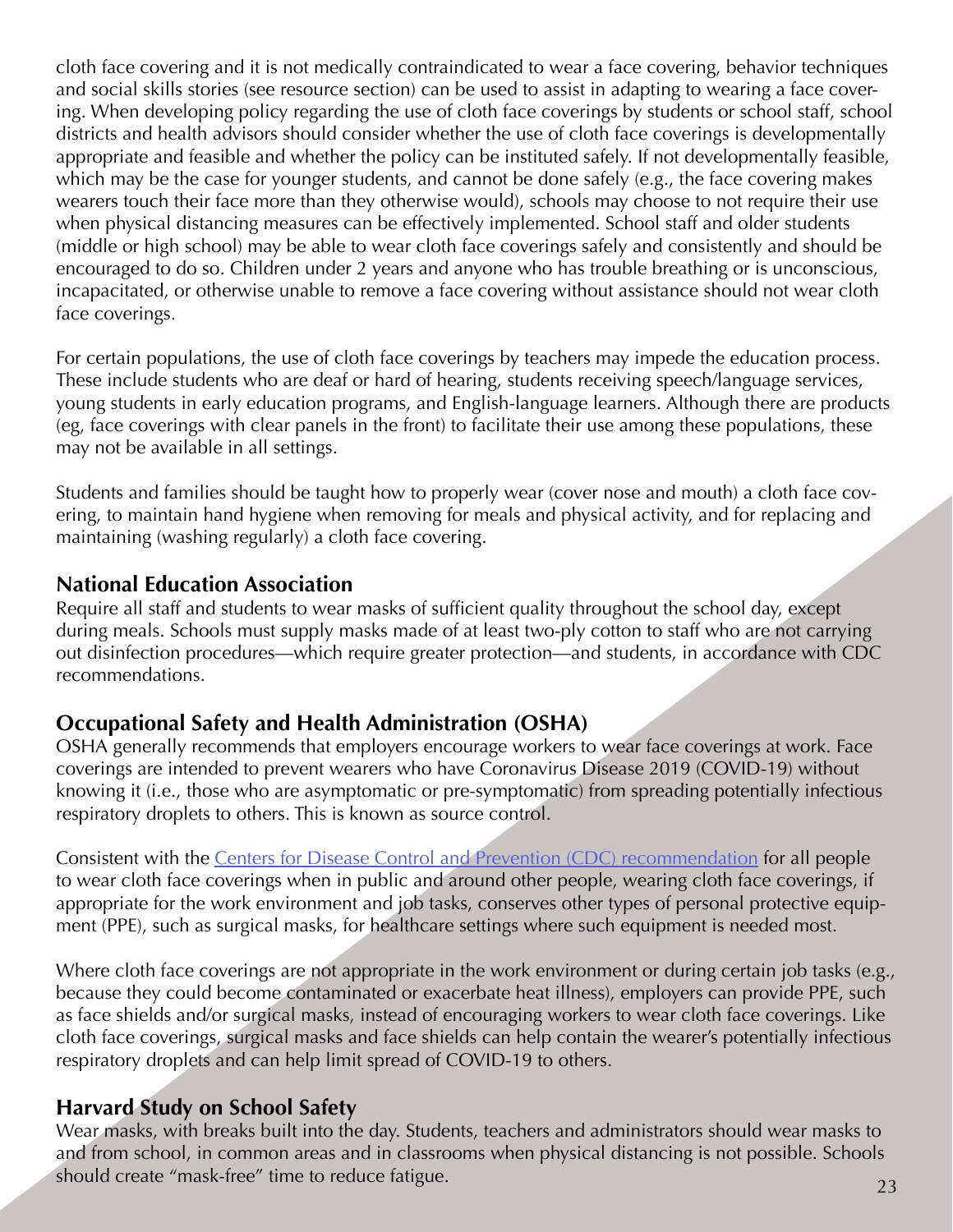cloth face covering and it is not medically contraindicated to wear a face covering, behavior techniques and social skills stories (see resource section) can be used to assist in adapting to wearing a face covering. When developing policy regarding the use of cloth face coverings by students or school staff, school districts and health advisors should consider whether the use of cloth face coverings is developmentally appropriate and feasible and whether the policy can be instituted safely. If not developmentally feasible, which may be the case for younger students, and cannot be done safely (e.g., the face covering makes wearers touch their face more than they otherwise would), schools may choose to not require their use when physical distancing measures can be effectively implemented. School staff and older students (middle or high school) may be able to wear cloth face coverings safely and consistently and should be encouraged to do so. Children under 2 years and anyone who has trouble breathing or is unconscious, incapacitated, or otherwise unable to remove a face covering without assistance should not wear cloth face coverings.

For certain populations, the use of cloth face coverings by teachers may impede the education process. These include students who are deaf or hard of hearing, students receiving speech/language services, young students in early education programs, and English-language learners. Although there are products (eg, face coverings with clear panels in the front) to facilitate their use among these populations, these may not be available in all settings.

Students and families should be taught how to properly wear (cover nose and mouth) a cloth face covering, to maintain hand hygiene when removing for meals and physical activity, and for replacing and maintaining (washing regularly) a cloth face covering.

## National Education Association

Require all staff and students to wear masks of sufficient quality throughout the school day, except during meals. Schools must supply masks made of at least two-ply cotton to staff who are not carrying out disinfection procedures—which require greater protection—and students, in accordance with CDC recommendations.

## Occupational Safety and Health Administration (OSHA)

OSHA generally recommends that employers encourage workers to wear face coverings at work. Face coverings are intended to prevent wearers who have Coronavirus Disease 2019 (COVID-19) without knowing it (i.e., those who are asymptomatic or pre-symptomatic) from spreading potentially infectious respiratory droplets to others. This is known as source control.

Consistent with the Centers for Disease Control and Prevention (CDC) recommendation for all people to wear cloth face coverings when in public and around other people, wearing cloth face coverings, if appropriate for the work environment and job tasks, conserves other types of personal protective equipment (PPE), such as surgical masks, for healthcare settings where such equipment is needed most.

Where cloth face coverings are not appropriate in the work environment or during certain job tasks (e.g., because they could become contaminated or exacerbate heat illness), employers can provide PPE, such as face shields and/or surgical masks, instead of encouraging workers to wear cloth face coverings. Like cloth face coverings, surgical masks and face shields can help contain the wearer's potentially infectious respiratory droplets and can help limit spread of COVID-19 to others.

## Harvard Study on School Safety

Wear masks, with breaks built into the day. Students, teachers and administrators should wear masks to and from school, in common areas and in classrooms when physical distancing is not possible. Schools should create "mask-free" time to reduce fatigue.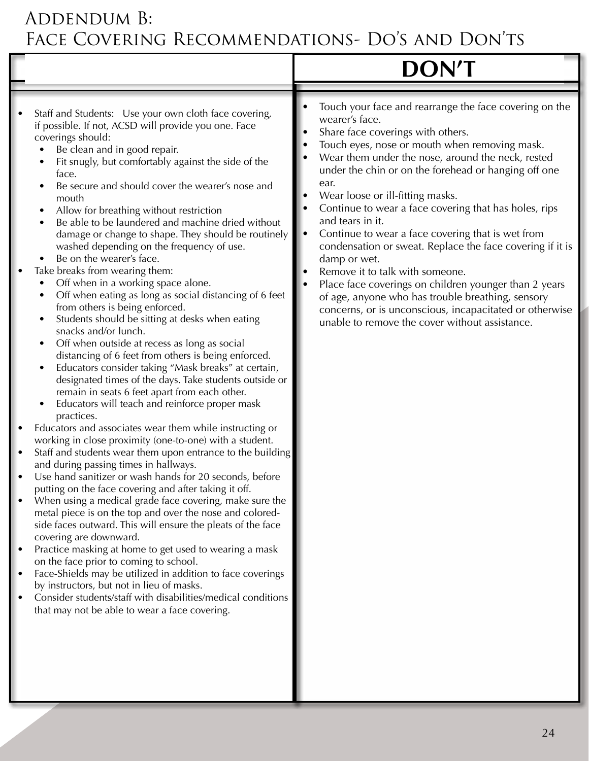# Addendum B: Face Covering Recommendations- Do's and Don's

| | DON'T |
|---|---|
| • Staff and Students: Use your own cloth face covering, if possible. If not, ACSD will provide you one. Face coverings should:<br>  • Be clean and in good repair.<br>  • Fit snugly, but comfortably against the side of the face.<br>  • Be secure and should cover the wearer's nose and mouth<br>  • Allow for breathing without restriction<br>  • Be able to be laundered and machine dried without damage or change to shape. They should be routinely washed depending on the frequency of use.<br>  • Be on the wearer's face.<br>• Take breaks from wearing them:<br>  • Off when in a working space alone.<br>  • Off when eating as long as social distancing of 6 feet from others is being enforced.<br>  • Students should be sitting at desks when eating snacks and/or lunch.<br>  • Off when outside at recess as long as social distancing of 6 feet from others is being enforced.<br>  • Educators consider taking "Mask breaks" at certain, designated times of the days. Take students outside or remain in seats 6 feet apart from each other.<br>  • Educators will teach and reinforce proper mask practices.<br>• Educators and associates wear them while instructing or working in close proximity (one-to-one) with a student.<br>• Staff and students wear them upon entrance to the building and during passing times in hallways.<br>• Use hand sanitizer or wash hands for 20 seconds, before putting on the face covering and after taking it off.<br>• When using a medical grade face covering, make sure the metal piece is on the top and over the nose and colored-side faces outward. This will ensure the pleats of the face covering are downward.<br>• Practice masking at home to get used to wearing a mask on the face prior to coming to school.<br>• Face-Shields may be utilized in addition to face coverings by instructors, but not in lieu of masks.<br>• Consider students/staff with disabilities/medical conditions that may not be able to wear a face covering. | • Touch your face and rearrange the face covering on the wearer's face.<br>• Share face coverings with others.<br>• Touch eyes, nose or mouth when removing mask.<br>• Wear them under the nose, around the neck, rested under the chin or on the forehead or hanging off one ear.<br>• Wear loose or ill-fitting masks.<br>• Continue to wear a face covering that has holes, rips and tears in it.<br>• Continue to wear a face covering that is wet from condensation or sweat. Replace the face covering if it is damp or wet.<br>• Remove it to talk with someone.<br>• Place face coverings on children younger than 2 years of age, anyone who has trouble breathing, sensory concerns, or is unconscious, incapacitated or otherwise unable to remove the cover without assistance. |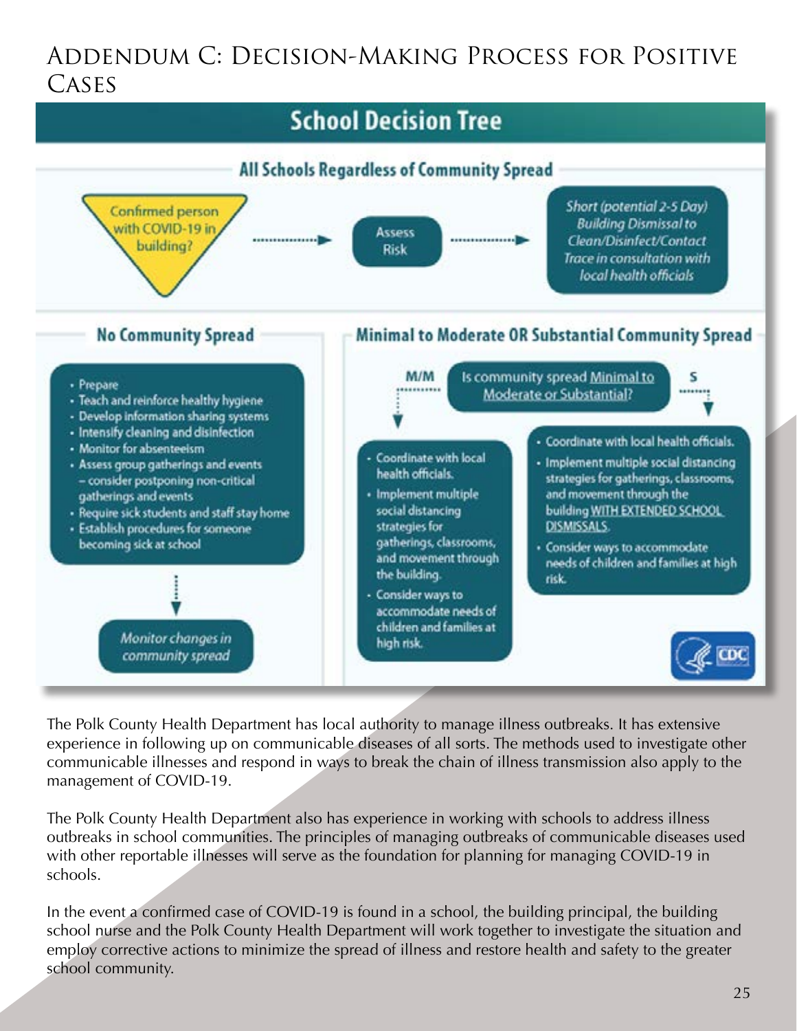## Addendum C: Decision-Making Process for Positive Cases

# School Decision Tree

### All Schools Regardless of Community Spread

Confirmed person with COVID-19 in building? → Assess Risk → *Short (potential 2-5 Day) Building Dismissal to Clean/Disinfect/Contact Trace in consultation with local health officials*

### No Community Spread

- Prepare
- Teach and reinforce healthy hygiene
- Develop information sharing systems
- Intensify cleaning and disinfection
- Monitor for absenteeism
- Assess group gatherings and events – consider postponing non-critical gatherings and events
- Require sick students and staff stay home
- Establish procedures for someone becoming sick at school

↓

*Monitor changes in community spread*

### Minimal to Moderate OR Substantial Community Spread

Is community spread Minimal to Moderate or Substantial?

**M/M**

- Coordinate with local health officials.
- Implement multiple social distancing strategies for gatherings, classrooms, and movement through the building.
- Consider ways to accommodate needs of children and families at high risk.

**S**

- Coordinate with local health officials.
- Implement multiple social distancing strategies for gatherings, classrooms, and movement through the building WITH EXTENDED SCHOOL DISMISSALS.
- Consider ways to accommodate needs of children and families at high risk.

CDC

The Polk County Health Department has local authority to manage illness outbreaks. It has extensive experience in following up on communicable diseases of all sorts. The methods used to investigate other communicable illnesses and respond in ways to break the chain of illness transmission also apply to the management of COVID-19.

The Polk County Health Department also has experience in working with schools to address illness outbreaks in school communities. The principles of managing outbreaks of communicable diseases used with other reportable illnesses will serve as the foundation for planning for managing COVID-19 in schools.

In the event a confirmed case of COVID-19 is found in a school, the building principal, the building school nurse and the Polk County Health Department will work together to investigate the situation and employ corrective actions to minimize the spread of illness and restore health and safety to the greater school community.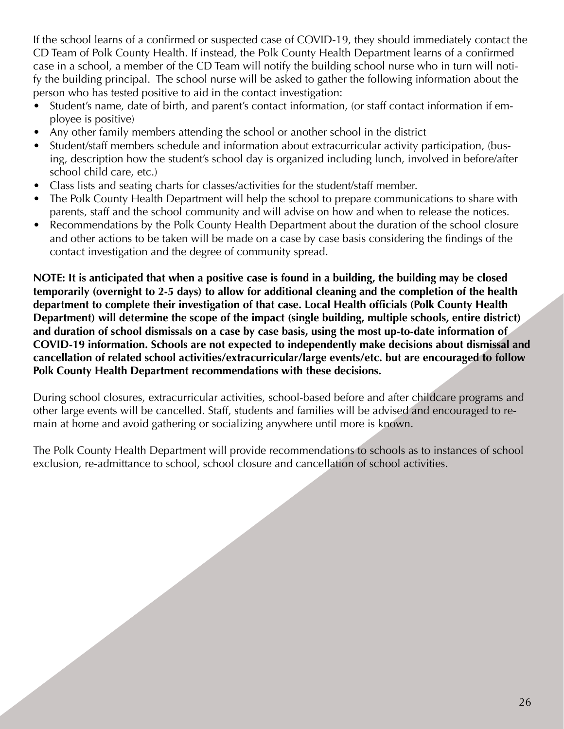If the school learns of a confirmed or suspected case of COVID-19, they should immediately contact the CD Team of Polk County Health. If instead, the Polk County Health Department learns of a confirmed case in a school, a member of the CD Team will notify the building school nurse who in turn will notify the building principal. The school nurse will be asked to gather the following information about the person who has tested positive to aid in the contact investigation:

- Student's name, date of birth, and parent's contact information, (or staff contact information if employee is positive)
- Any other family members attending the school or another school in the district
- Student/staff members schedule and information about extracurricular activity participation, (busing, description how the student's school day is organized including lunch, involved in before/after school child care, etc.)
- Class lists and seating charts for classes/activities for the student/staff member.
- The Polk County Health Department will help the school to prepare communications to share with parents, staff and the school community and will advise on how and when to release the notices.
- Recommendations by the Polk County Health Department about the duration of the school closure and other actions to be taken will be made on a case by case basis considering the findings of the contact investigation and the degree of community spread.

**NOTE: It is anticipated that when a positive case is found in a building, the building may be closed temporarily (overnight to 2-5 days) to allow for additional cleaning and the completion of the health department to complete their investigation of that case. Local Health officials (Polk County Health Department) will determine the scope of the impact (single building, multiple schools, entire district) and duration of school dismissals on a case by case basis, using the most up-to-date information of COVID-19 information. Schools are not expected to independently make decisions about dismissal and cancellation of related school activities/extracurricular/large events/etc. but are encouraged to follow Polk County Health Department recommendations with these decisions.**

During school closures, extracurricular activities, school-based before and after childcare programs and other large events will be cancelled. Staff, students and families will be advised and encouraged to remain at home and avoid gathering or socializing anywhere until more is known.

The Polk County Health Department will provide recommendations to schools as to instances of school exclusion, re-admittance to school, school closure and cancellation of school activities.